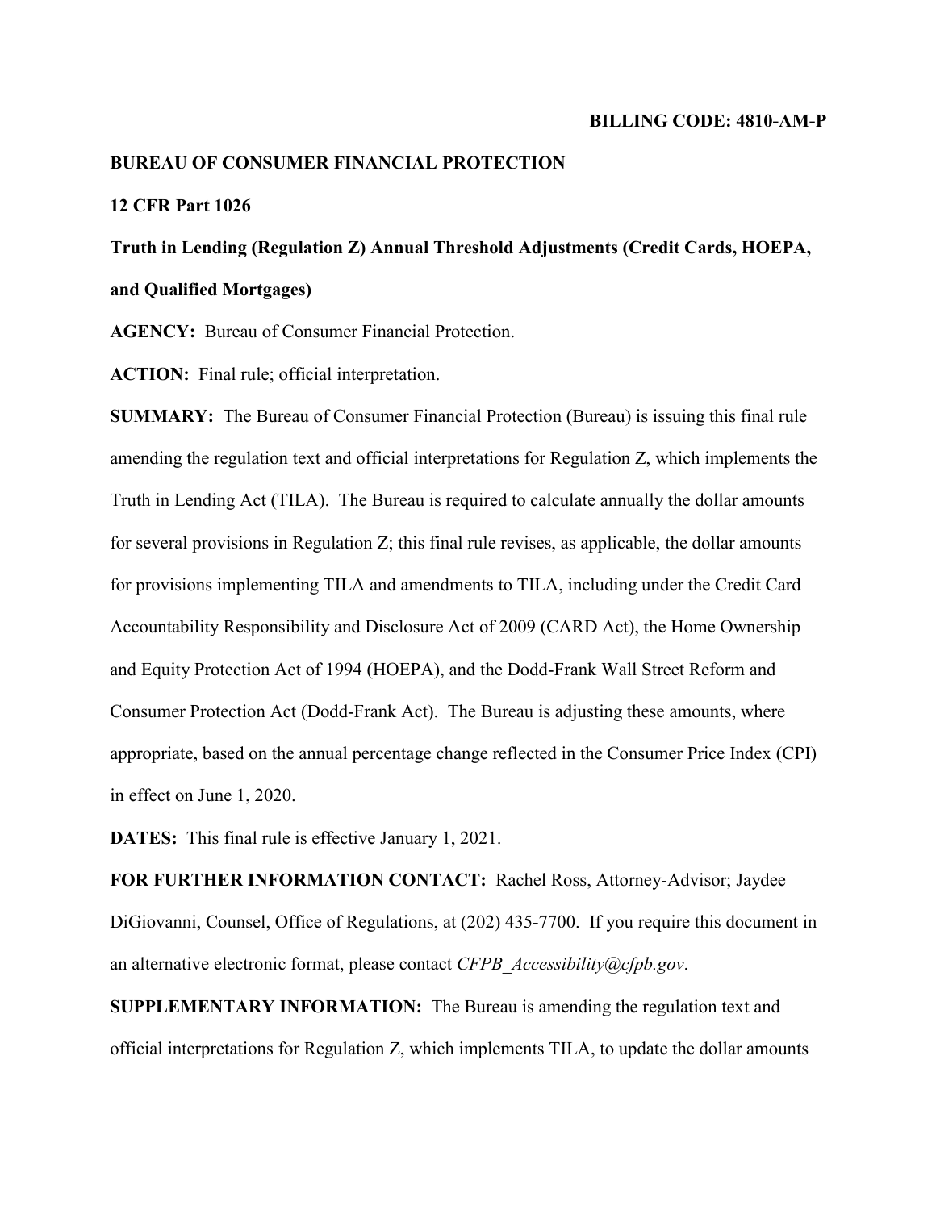**BILLING CODE: 4810-AM-P**

**BUREAU OF CONSUMER FINANCIAL PROTECTION**

**12 CFR Part 1026**

**Truth in Lending (Regulation Z) Annual Threshold Adjustments (Credit Cards, HOEPA, and Qualified Mortgages)**

**AGENCY:** Bureau of Consumer Financial Protection.

**ACTION:** Final rule; official interpretation.

**SUMMARY:** The Bureau of Consumer Financial Protection (Bureau) is issuing this final rule amending the regulation text and official interpretations for Regulation Z, which implements the Truth in Lending Act (TILA). The Bureau is required to calculate annually the dollar amounts for several provisions in Regulation Z; this final rule revises, as applicable, the dollar amounts for provisions implementing TILA and amendments to TILA, including under the Credit Card Accountability Responsibility and Disclosure Act of 2009 (CARD Act), the Home Ownership and Equity Protection Act of 1994 (HOEPA), and the Dodd-Frank Wall Street Reform and Consumer Protection Act (Dodd-Frank Act). The Bureau is adjusting these amounts, where appropriate, based on the annual percentage change reflected in the Consumer Price Index (CPI) in effect on June 1, 2020.

**DATES:** This final rule is effective January 1, 2021.

**FOR FURTHER INFORMATION CONTACT:** Rachel Ross, Attorney-Advisor; Jaydee DiGiovanni, Counsel, Office of Regulations, at (202) 435-7700. If you require this document in an alternative electronic format, please contact *CFPB_Accessibility@cfpb.gov*.

**SUPPLEMENTARY INFORMATION:** The Bureau is amending the regulation text and official interpretations for Regulation Z, which implements TILA, to update the dollar amounts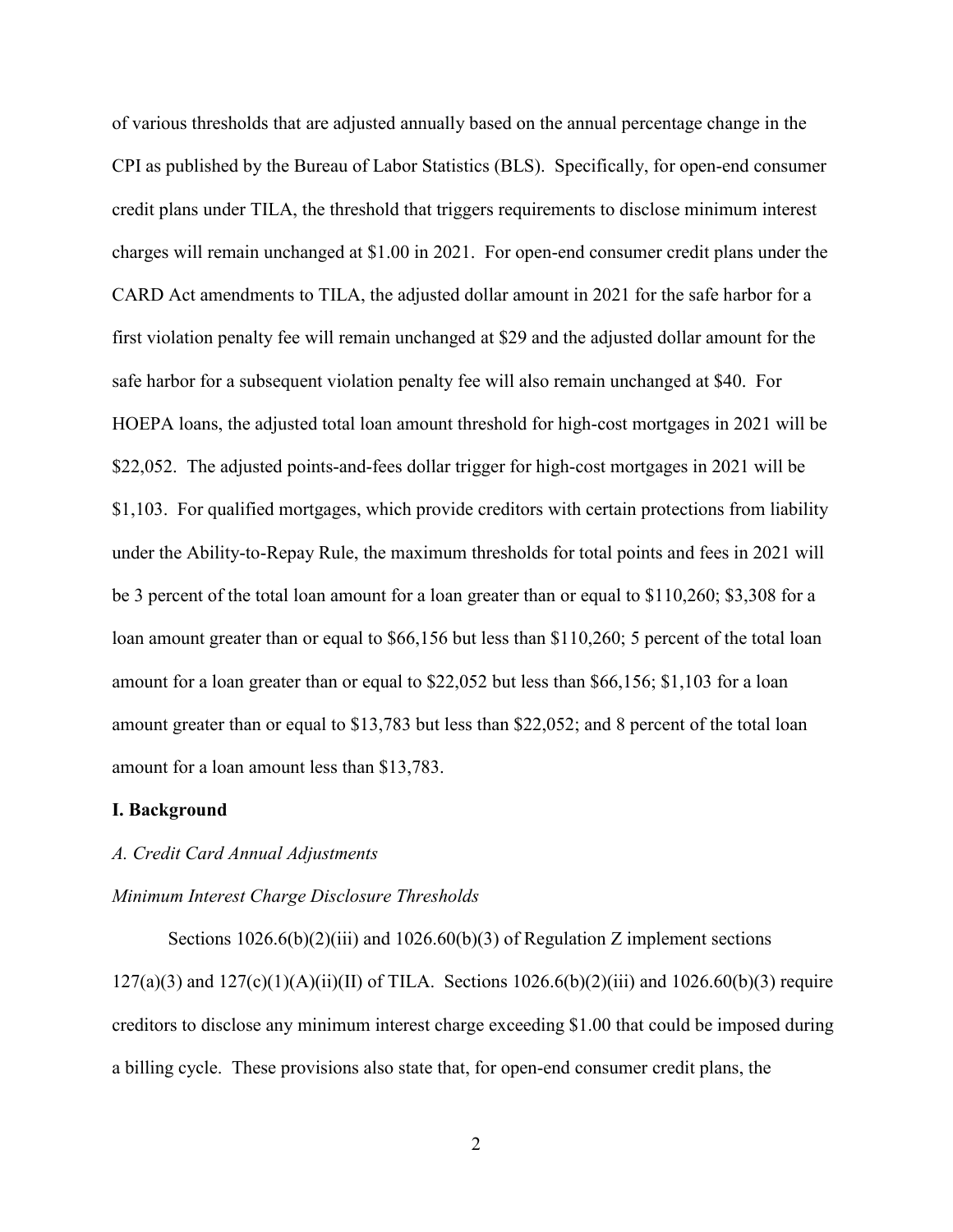of various thresholds that are adjusted annually based on the annual percentage change in the CPI as published by the Bureau of Labor Statistics (BLS). Specifically, for open-end consumer credit plans under TILA, the threshold that triggers requirements to disclose minimum interest charges will remain unchanged at $1.00 in 2021. For open-end consumer credit plans under the CARD Act amendments to TILA, the adjusted dollar amount in 2021 for the safe harbor for a first violation penalty fee will remain unchanged at $29 and the adjusted dollar amount for the safe harbor for a subsequent violation penalty fee will also remain unchanged at $40. For HOEPA loans, the adjusted total loan amount threshold for high-cost mortgages in 2021 will be $22,052. The adjusted points-and-fees dollar trigger for high-cost mortgages in 2021 will be $1,103. For qualified mortgages, which provide creditors with certain protections from liability under the Ability-to-Repay Rule, the maximum thresholds for total points and fees in 2021 will be 3 percent of the total loan amount for a loan greater than or equal to $110,260; $3,308 for a loan amount greater than or equal to $66,156 but less than $110,260; 5 percent of the total loan amount for a loan greater than or equal to $22,052 but less than $66,156; $1,103 for a loan amount greater than or equal to $13,783 but less than $22,052; and 8 percent of the total loan amount for a loan amount less than $13,783.

## I. Background

### *A. Credit Card Annual Adjustments*

#### *Minimum Interest Charge Disclosure Thresholds*

Sections 1026.6(b)(2)(iii) and 1026.60(b)(3) of Regulation Z implement sections 127(a)(3) and 127(c)(1)(A)(ii)(II) of TILA. Sections 1026.6(b)(2)(iii) and 1026.60(b)(3) require creditors to disclose any minimum interest charge exceeding $1.00 that could be imposed during a billing cycle. These provisions also state that, for open-end consumer credit plans, the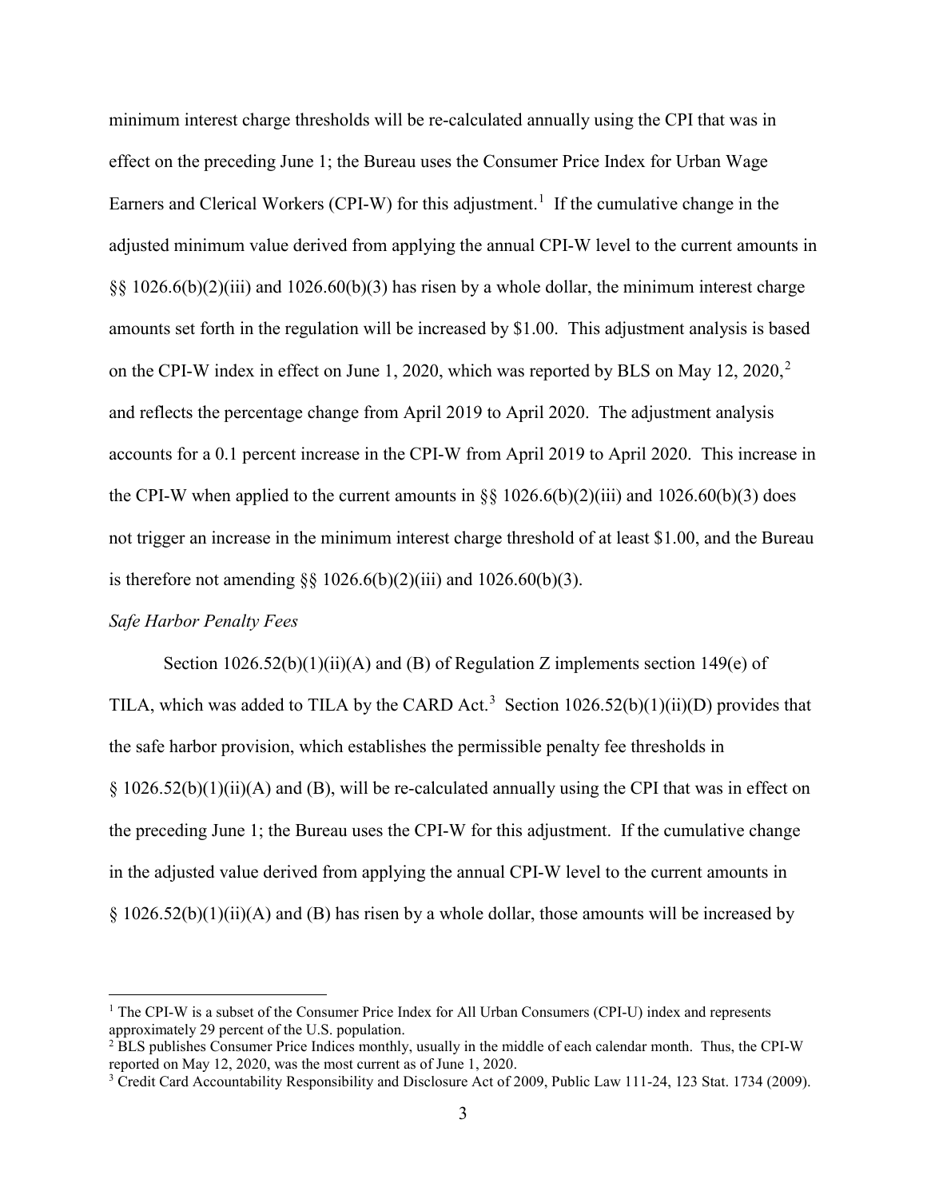minimum interest charge thresholds will be re-calculated annually using the CPI that was in effect on the preceding June 1; the Bureau uses the Consumer Price Index for Urban Wage Earners and Clerical Workers (CPI-W) for this adjustment.[1] If the cumulative change in the adjusted minimum value derived from applying the annual CPI-W level to the current amounts in §§ 1026.6(b)(2)(iii) and 1026.60(b)(3) has risen by a whole dollar, the minimum interest charge amounts set forth in the regulation will be increased by $1.00. This adjustment analysis is based on the CPI-W index in effect on June 1, 2020, which was reported by BLS on May 12, 2020,[2] and reflects the percentage change from April 2019 to April 2020. The adjustment analysis accounts for a 0.1 percent increase in the CPI-W from April 2019 to April 2020. This increase in the CPI-W when applied to the current amounts in §§ 1026.6(b)(2)(iii) and 1026.60(b)(3) does not trigger an increase in the minimum interest charge threshold of at least $1.00, and the Bureau is therefore not amending §§ 1026.6(b)(2)(iii) and 1026.60(b)(3).

*Safe Harbor Penalty Fees*

Section 1026.52(b)(1)(ii)(A) and (B) of Regulation Z implements section 149(e) of TILA, which was added to TILA by the CARD Act.[3] Section 1026.52(b)(1)(ii)(D) provides that the safe harbor provision, which establishes the permissible penalty fee thresholds in § 1026.52(b)(1)(ii)(A) and (B), will be re-calculated annually using the CPI that was in effect on the preceding June 1; the Bureau uses the CPI-W for this adjustment. If the cumulative change in the adjusted value derived from applying the annual CPI-W level to the current amounts in § 1026.52(b)(1)(ii)(A) and (B) has risen by a whole dollar, those amounts will be increased by

---

[1] The CPI-W is a subset of the Consumer Price Index for All Urban Consumers (CPI-U) index and represents approximately 29 percent of the U.S. population.

[2] BLS publishes Consumer Price Indices monthly, usually in the middle of each calendar month. Thus, the CPI-W reported on May 12, 2020, was the most current as of June 1, 2020.

[3] Credit Card Accountability Responsibility and Disclosure Act of 2009, Public Law 111-24, 123 Stat. 1734 (2009).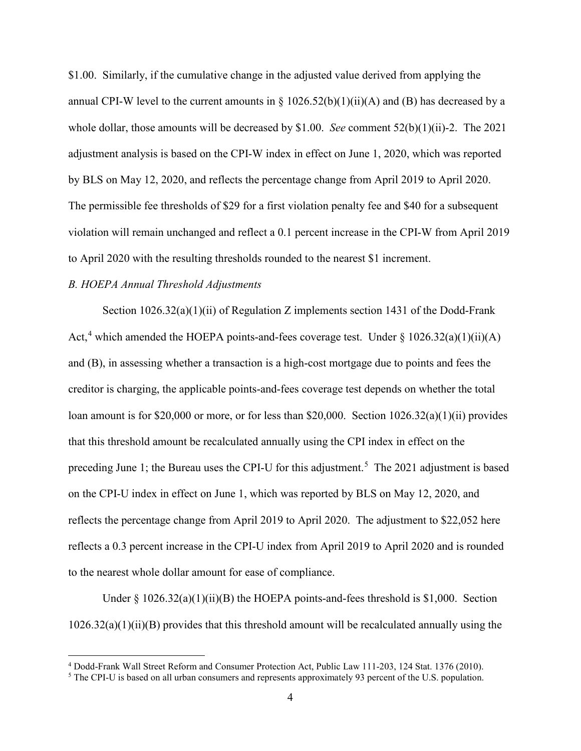$1.00. Similarly, if the cumulative change in the adjusted value derived from applying the annual CPI-W level to the current amounts in § 1026.52(b)(1)(ii)(A) and (B) has decreased by a whole dollar, those amounts will be decreased by $1.00. *See* comment 52(b)(1)(ii)-2. The 2021 adjustment analysis is based on the CPI-W index in effect on June 1, 2020, which was reported by BLS on May 12, 2020, and reflects the percentage change from April 2019 to April 2020. The permissible fee thresholds of $29 for a first violation penalty fee and $40 for a subsequent violation will remain unchanged and reflect a 0.1 percent increase in the CPI-W from April 2019 to April 2020 with the resulting thresholds rounded to the nearest $1 increment.

*B. HOEPA Annual Threshold Adjustments*

Section 1026.32(a)(1)(ii) of Regulation Z implements section 1431 of the Dodd-Frank Act,[4] which amended the HOEPA points-and-fees coverage test. Under § 1026.32(a)(1)(ii)(A) and (B), in assessing whether a transaction is a high-cost mortgage due to points and fees the creditor is charging, the applicable points-and-fees coverage test depends on whether the total loan amount is for $20,000 or more, or for less than $20,000. Section 1026.32(a)(1)(ii) provides that this threshold amount be recalculated annually using the CPI index in effect on the preceding June 1; the Bureau uses the CPI-U for this adjustment.[5] The 2021 adjustment is based on the CPI-U index in effect on June 1, which was reported by BLS on May 12, 2020, and reflects the percentage change from April 2019 to April 2020. The adjustment to $22,052 here reflects a 0.3 percent increase in the CPI-U index from April 2019 to April 2020 and is rounded to the nearest whole dollar amount for ease of compliance.

Under § 1026.32(a)(1)(ii)(B) the HOEPA points-and-fees threshold is $1,000. Section 1026.32(a)(1)(ii)(B) provides that this threshold amount will be recalculated annually using the

---

[4] Dodd-Frank Wall Street Reform and Consumer Protection Act, Public Law 111-203, 124 Stat. 1376 (2010).

[5] The CPI-U is based on all urban consumers and represents approximately 93 percent of the U.S. population.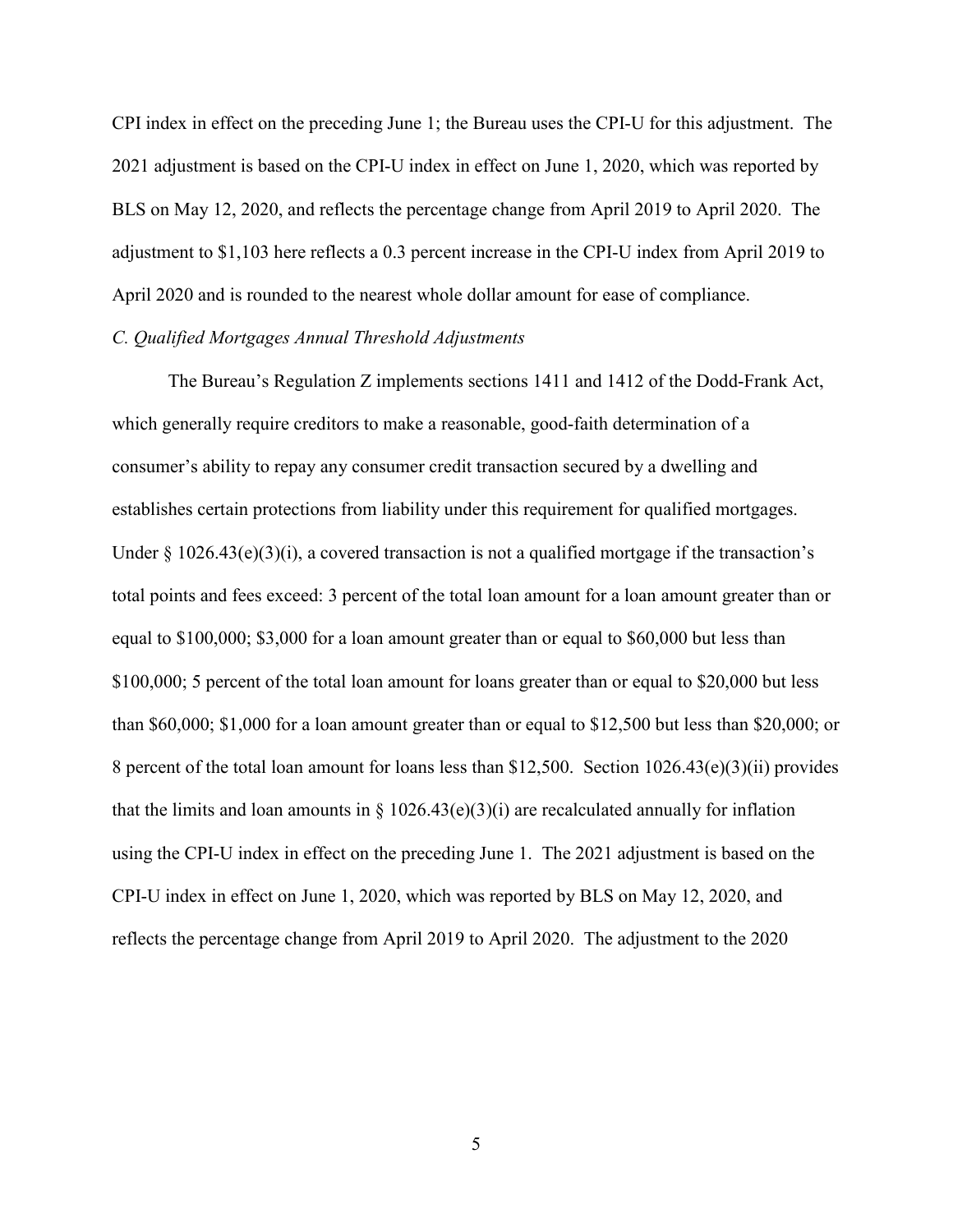CPI index in effect on the preceding June 1; the Bureau uses the CPI-U for this adjustment. The 2021 adjustment is based on the CPI-U index in effect on June 1, 2020, which was reported by BLS on May 12, 2020, and reflects the percentage change from April 2019 to April 2020. The adjustment to $1,103 here reflects a 0.3 percent increase in the CPI-U index from April 2019 to April 2020 and is rounded to the nearest whole dollar amount for ease of compliance.

### *C. Qualified Mortgages Annual Threshold Adjustments*

The Bureau's Regulation Z implements sections 1411 and 1412 of the Dodd-Frank Act, which generally require creditors to make a reasonable, good-faith determination of a consumer's ability to repay any consumer credit transaction secured by a dwelling and establishes certain protections from liability under this requirement for qualified mortgages. Under § 1026.43(e)(3)(i), a covered transaction is not a qualified mortgage if the transaction's total points and fees exceed: 3 percent of the total loan amount for a loan amount greater than or equal to $100,000; $3,000 for a loan amount greater than or equal to $60,000 but less than $100,000; 5 percent of the total loan amount for loans greater than or equal to $20,000 but less than $60,000; $1,000 for a loan amount greater than or equal to $12,500 but less than $20,000; or 8 percent of the total loan amount for loans less than $12,500. Section 1026.43(e)(3)(ii) provides that the limits and loan amounts in § 1026.43(e)(3)(i) are recalculated annually for inflation using the CPI-U index in effect on the preceding June 1. The 2021 adjustment is based on the CPI-U index in effect on June 1, 2020, which was reported by BLS on May 12, 2020, and reflects the percentage change from April 2019 to April 2020. The adjustment to the 2020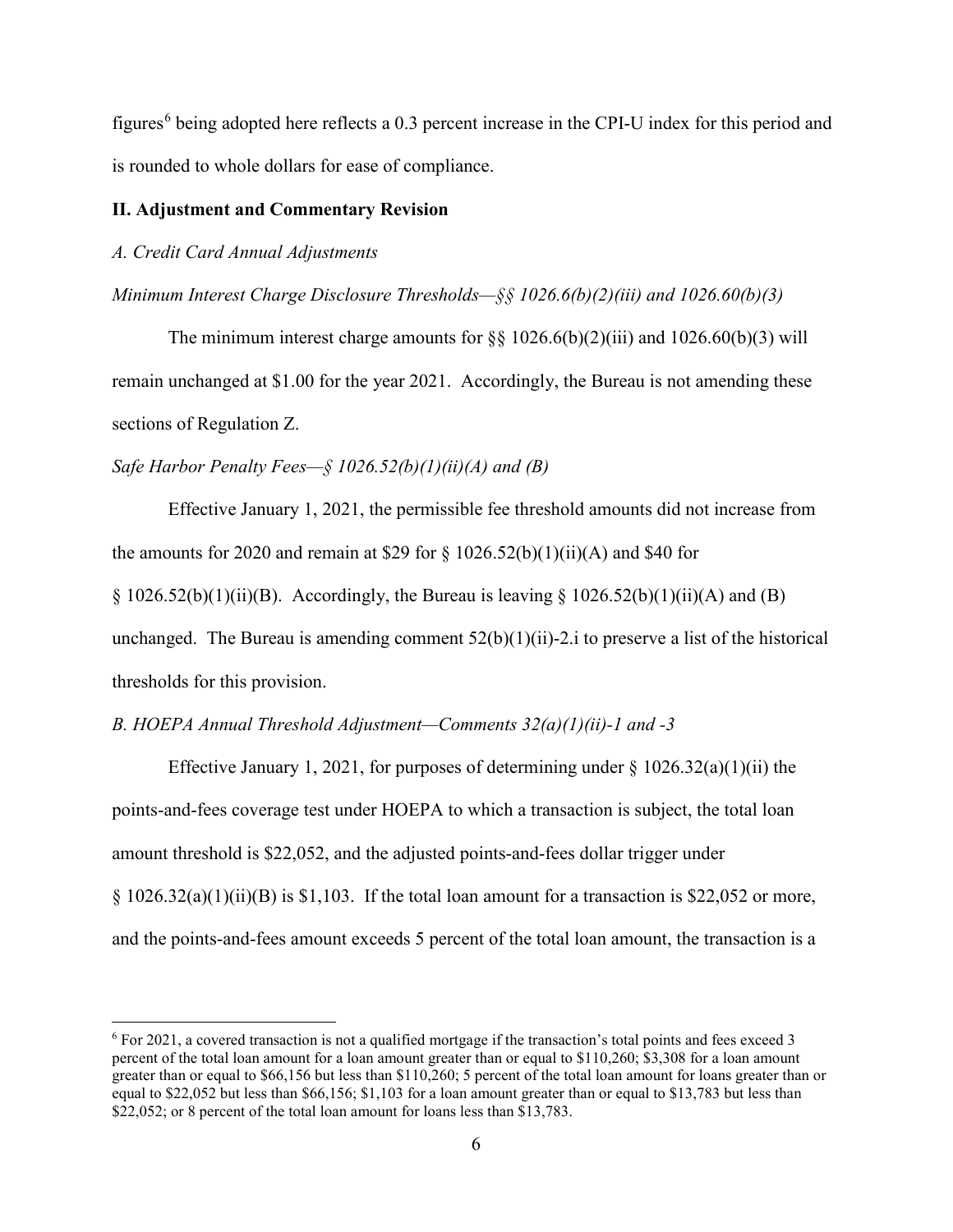figures[6] being adopted here reflects a 0.3 percent increase in the CPI-U index for this period and is rounded to whole dollars for ease of compliance.

**II. Adjustment and Commentary Revision**

*A. Credit Card Annual Adjustments*

*Minimum Interest Charge Disclosure Thresholds—§§ 1026.6(b)(2)(iii) and 1026.60(b)(3)*

The minimum interest charge amounts for §§ 1026.6(b)(2)(iii) and 1026.60(b)(3) will remain unchanged at $1.00 for the year 2021. Accordingly, the Bureau is not amending these sections of Regulation Z.

*Safe Harbor Penalty Fees—§ 1026.52(b)(1)(ii)(A) and (B)*

Effective January 1, 2021, the permissible fee threshold amounts did not increase from the amounts for 2020 and remain at $29 for § 1026.52(b)(1)(ii)(A) and $40 for § 1026.52(b)(1)(ii)(B). Accordingly, the Bureau is leaving § 1026.52(b)(1)(ii)(A) and (B) unchanged. The Bureau is amending comment 52(b)(1)(ii)-2.i to preserve a list of the historical thresholds for this provision.

*B. HOEPA Annual Threshold Adjustment—Comments 32(a)(1)(ii)-1 and -3*

Effective January 1, 2021, for purposes of determining under § 1026.32(a)(1)(ii) the points-and-fees coverage test under HOEPA to which a transaction is subject, the total loan amount threshold is $22,052, and the adjusted points-and-fees dollar trigger under § 1026.32(a)(1)(ii)(B) is $1,103. If the total loan amount for a transaction is $22,052 or more, and the points-and-fees amount exceeds 5 percent of the total loan amount, the transaction is a

[6] For 2021, a covered transaction is not a qualified mortgage if the transaction's total points and fees exceed 3 percent of the total loan amount for a loan amount greater than or equal to $110,260; $3,308 for a loan amount greater than or equal to $66,156 but less than $110,260; 5 percent of the total loan amount for loans greater than or equal to $22,052 but less than $66,156; $1,103 for a loan amount greater than or equal to $13,783 but less than $22,052; or 8 percent of the total loan amount for loans less than $13,783.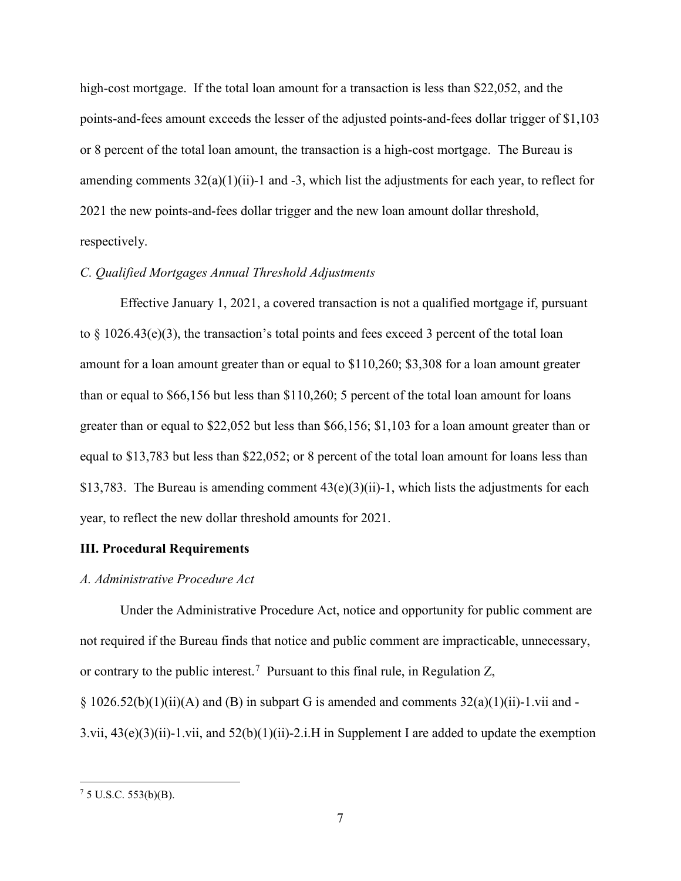high-cost mortgage. If the total loan amount for a transaction is less than $22,052, and the points-and-fees amount exceeds the lesser of the adjusted points-and-fees dollar trigger of $1,103 or 8 percent of the total loan amount, the transaction is a high-cost mortgage. The Bureau is amending comments 32(a)(1)(ii)-1 and -3, which list the adjustments for each year, to reflect for 2021 the new points-and-fees dollar trigger and the new loan amount dollar threshold, respectively.

### *C. Qualified Mortgages Annual Threshold Adjustments*

Effective January 1, 2021, a covered transaction is not a qualified mortgage if, pursuant to § 1026.43(e)(3), the transaction's total points and fees exceed 3 percent of the total loan amount for a loan amount greater than or equal to $110,260; $3,308 for a loan amount greater than or equal to $66,156 but less than $110,260; 5 percent of the total loan amount for loans greater than or equal to $22,052 but less than $66,156; $1,103 for a loan amount greater than or equal to $13,783 but less than $22,052; or 8 percent of the total loan amount for loans less than $13,783. The Bureau is amending comment 43(e)(3)(ii)-1, which lists the adjustments for each year, to reflect the new dollar threshold amounts for 2021.

## **III. Procedural Requirements**

### *A. Administrative Procedure Act*

Under the Administrative Procedure Act, notice and opportunity for public comment are not required if the Bureau finds that notice and public comment are impracticable, unnecessary, or contrary to the public interest.[7] Pursuant to this final rule, in Regulation Z, § 1026.52(b)(1)(ii)(A) and (B) in subpart G is amended and comments 32(a)(1)(ii)-1.vii and -3.vii, 43(e)(3)(ii)-1.vii, and 52(b)(1)(ii)-2.i.H in Supplement I are added to update the exemption

[7] 5 U.S.C. 553(b)(B).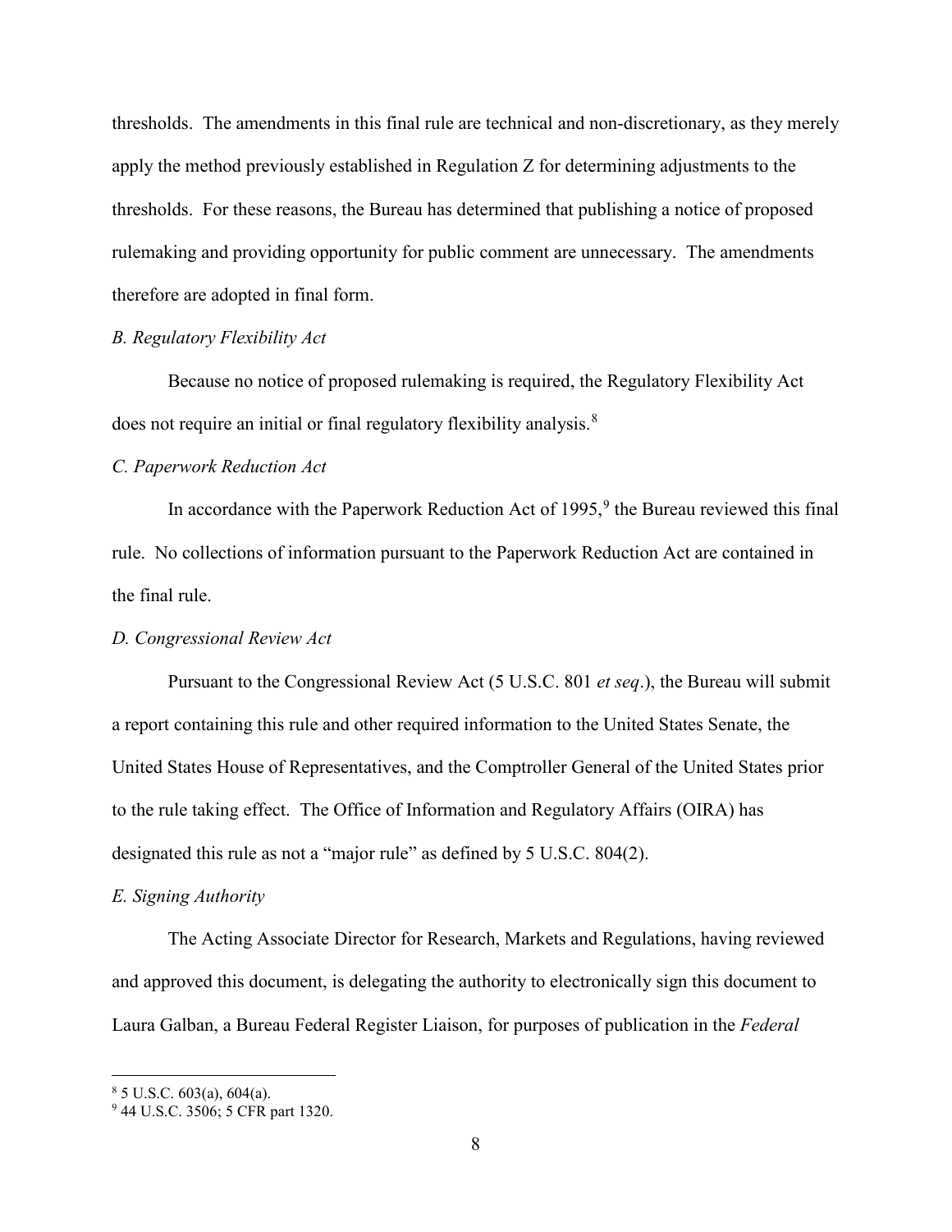thresholds. The amendments in this final rule are technical and non-discretionary, as they merely apply the method previously established in Regulation Z for determining adjustments to the thresholds. For these reasons, the Bureau has determined that publishing a notice of proposed rulemaking and providing opportunity for public comment are unnecessary. The amendments therefore are adopted in final form.

*B. Regulatory Flexibility Act*

Because no notice of proposed rulemaking is required, the Regulatory Flexibility Act does not require an initial or final regulatory flexibility analysis.[8]

*C. Paperwork Reduction Act*

In accordance with the Paperwork Reduction Act of 1995,[9] the Bureau reviewed this final rule. No collections of information pursuant to the Paperwork Reduction Act are contained in the final rule.

*D. Congressional Review Act*

Pursuant to the Congressional Review Act (5 U.S.C. 801 *et seq*.), the Bureau will submit a report containing this rule and other required information to the United States Senate, the United States House of Representatives, and the Comptroller General of the United States prior to the rule taking effect. The Office of Information and Regulatory Affairs (OIRA) has designated this rule as not a "major rule" as defined by 5 U.S.C. 804(2).

*E. Signing Authority*

The Acting Associate Director for Research, Markets and Regulations, having reviewed and approved this document, is delegating the authority to electronically sign this document to Laura Galban, a Bureau Federal Register Liaison, for purposes of publication in the *Federal*

---

[8] 5 U.S.C. 603(a), 604(a).

[9] 44 U.S.C. 3506; 5 CFR part 1320.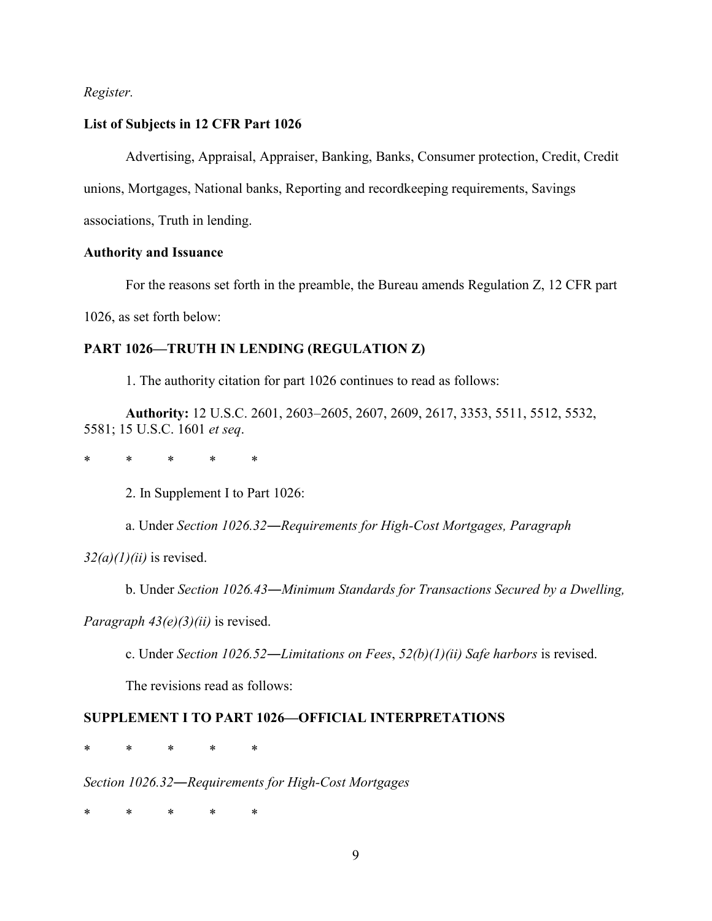*Register.*

**List of Subjects in 12 CFR Part 1026**

Advertising, Appraisal, Appraiser, Banking, Banks, Consumer protection, Credit, Credit unions, Mortgages, National banks, Reporting and recordkeeping requirements, Savings associations, Truth in lending.

**Authority and Issuance**

For the reasons set forth in the preamble, the Bureau amends Regulation Z, 12 CFR part 1026, as set forth below:

**PART 1026—TRUTH IN LENDING (REGULATION Z)**

1. The authority citation for part 1026 continues to read as follows:

**Authority:** 12 U.S.C. 2601, 2603–2605, 2607, 2609, 2617, 3353, 5511, 5512, 5532, 5581; 15 U.S.C. 1601 *et seq*.

\* \* \* \* \*

2. In Supplement I to Part 1026:

a. Under *Section 1026.32—Requirements for High-Cost Mortgages, Paragraph 32(a)(1)(ii)* is revised.

b. Under *Section 1026.43—Minimum Standards for Transactions Secured by a Dwelling, Paragraph 43(e)(3)(ii)* is revised.

c. Under *Section 1026.52—Limitations on Fees*, *52(b)(1)(ii) Safe harbors* is revised.

The revisions read as follows:

**SUPPLEMENT I TO PART 1026—OFFICIAL INTERPRETATIONS**

\* \* \* \* \*

*Section 1026.32—Requirements for High-Cost Mortgages*

\* \* \* \* \*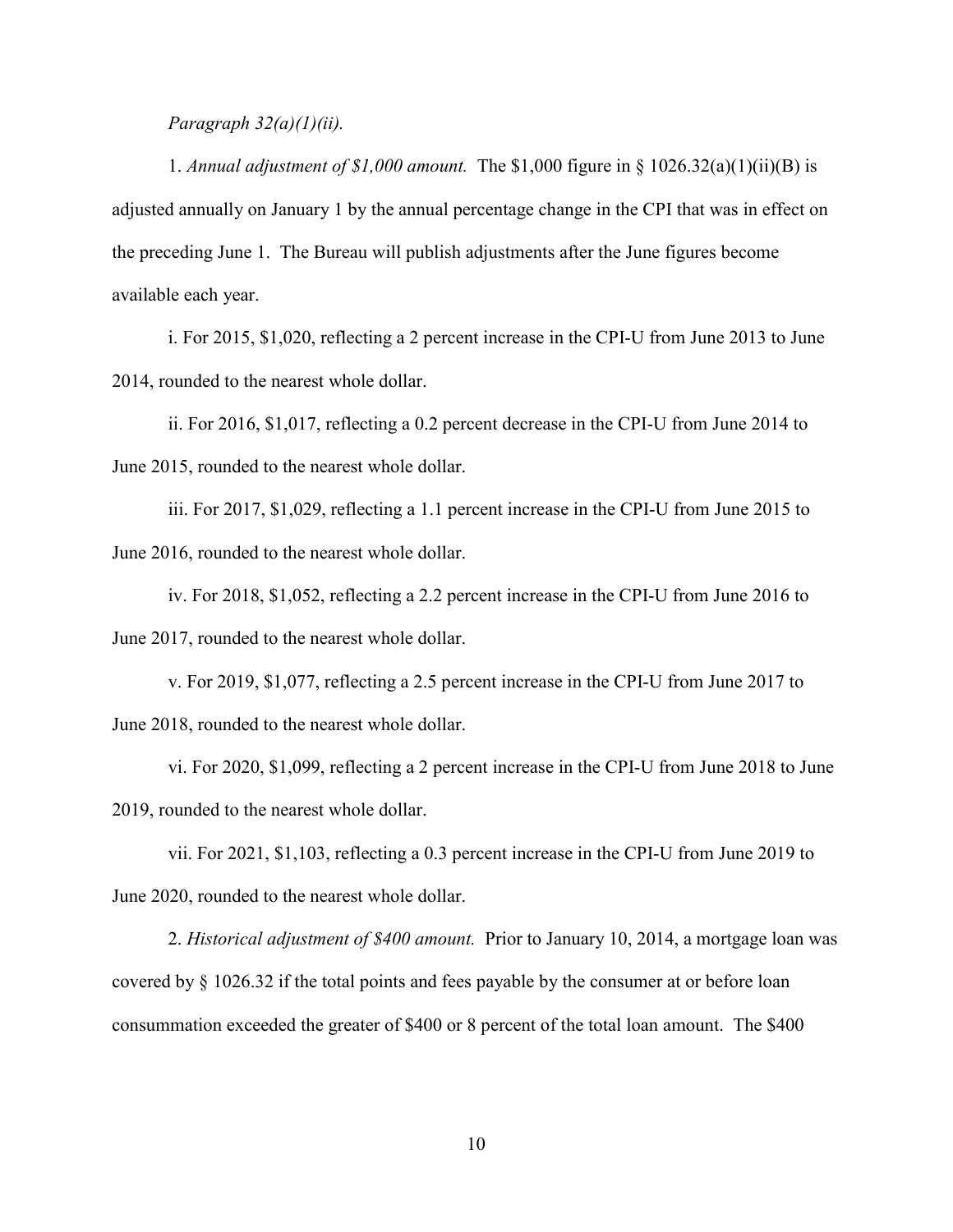*Paragraph 32(a)(1)(ii).*

1. *Annual adjustment of $1,000 amount.* The $1,000 figure in § 1026.32(a)(1)(ii)(B) is adjusted annually on January 1 by the annual percentage change in the CPI that was in effect on the preceding June 1. The Bureau will publish adjustments after the June figures become available each year.

i. For 2015, $1,020, reflecting a 2 percent increase in the CPI-U from June 2013 to June 2014, rounded to the nearest whole dollar.

ii. For 2016, $1,017, reflecting a 0.2 percent decrease in the CPI-U from June 2014 to June 2015, rounded to the nearest whole dollar.

iii. For 2017, $1,029, reflecting a 1.1 percent increase in the CPI-U from June 2015 to June 2016, rounded to the nearest whole dollar.

iv. For 2018, $1,052, reflecting a 2.2 percent increase in the CPI-U from June 2016 to June 2017, rounded to the nearest whole dollar.

v. For 2019, $1,077, reflecting a 2.5 percent increase in the CPI-U from June 2017 to June 2018, rounded to the nearest whole dollar.

vi. For 2020, $1,099, reflecting a 2 percent increase in the CPI-U from June 2018 to June 2019, rounded to the nearest whole dollar.

vii. For 2021, $1,103, reflecting a 0.3 percent increase in the CPI-U from June 2019 to June 2020, rounded to the nearest whole dollar.

2. *Historical adjustment of $400 amount.* Prior to January 10, 2014, a mortgage loan was covered by § 1026.32 if the total points and fees payable by the consumer at or before loan consummation exceeded the greater of $400 or 8 percent of the total loan amount. The $400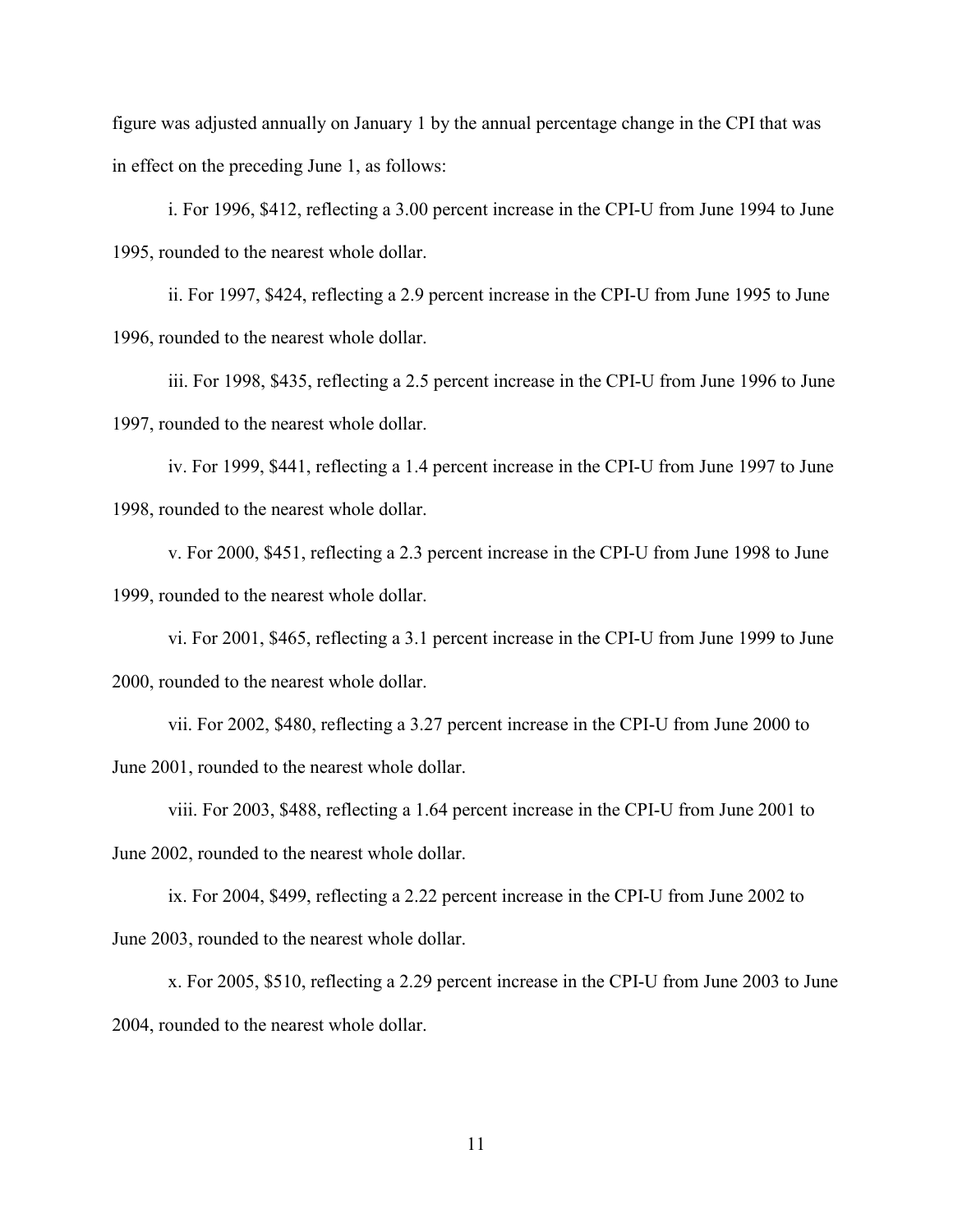figure was adjusted annually on January 1 by the annual percentage change in the CPI that was in effect on the preceding June 1, as follows:

i. For 1996, $412, reflecting a 3.00 percent increase in the CPI-U from June 1994 to June 1995, rounded to the nearest whole dollar.

ii. For 1997, $424, reflecting a 2.9 percent increase in the CPI-U from June 1995 to June 1996, rounded to the nearest whole dollar.

iii. For 1998, $435, reflecting a 2.5 percent increase in the CPI-U from June 1996 to June 1997, rounded to the nearest whole dollar.

iv. For 1999, $441, reflecting a 1.4 percent increase in the CPI-U from June 1997 to June 1998, rounded to the nearest whole dollar.

v. For 2000, $451, reflecting a 2.3 percent increase in the CPI-U from June 1998 to June 1999, rounded to the nearest whole dollar.

vi. For 2001, $465, reflecting a 3.1 percent increase in the CPI-U from June 1999 to June 2000, rounded to the nearest whole dollar.

vii. For 2002, $480, reflecting a 3.27 percent increase in the CPI-U from June 2000 to June 2001, rounded to the nearest whole dollar.

viii. For 2003, $488, reflecting a 1.64 percent increase in the CPI-U from June 2001 to June 2002, rounded to the nearest whole dollar.

ix. For 2004, $499, reflecting a 2.22 percent increase in the CPI-U from June 2002 to June 2003, rounded to the nearest whole dollar.

x. For 2005, $510, reflecting a 2.29 percent increase in the CPI-U from June 2003 to June 2004, rounded to the nearest whole dollar.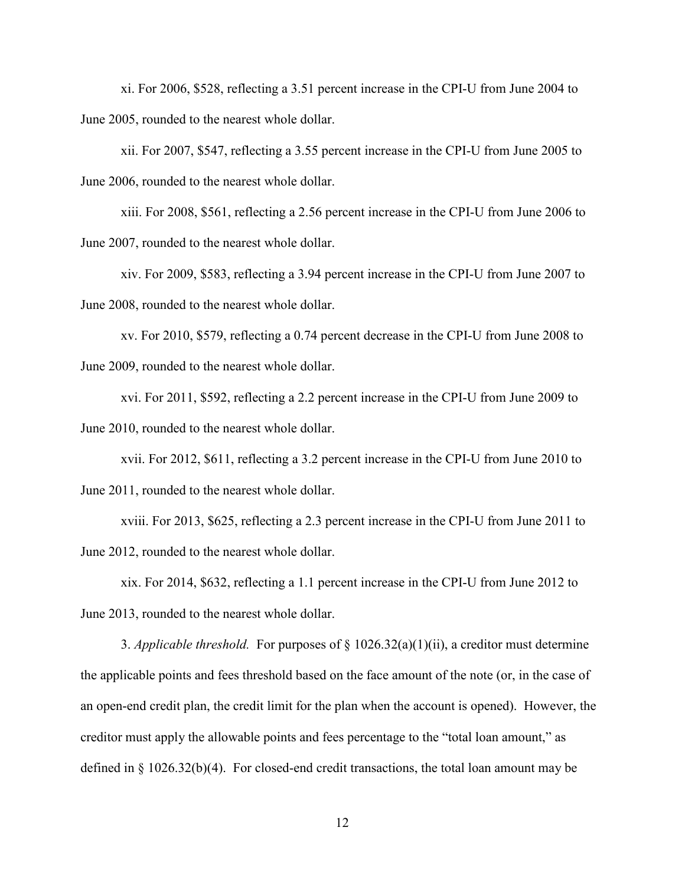xi. For 2006, $528, reflecting a 3.51 percent increase in the CPI-U from June 2004 to June 2005, rounded to the nearest whole dollar.

xii. For 2007, $547, reflecting a 3.55 percent increase in the CPI-U from June 2005 to June 2006, rounded to the nearest whole dollar.

xiii. For 2008, $561, reflecting a 2.56 percent increase in the CPI-U from June 2006 to June 2007, rounded to the nearest whole dollar.

xiv. For 2009, $583, reflecting a 3.94 percent increase in the CPI-U from June 2007 to June 2008, rounded to the nearest whole dollar.

xv. For 2010, $579, reflecting a 0.74 percent decrease in the CPI-U from June 2008 to June 2009, rounded to the nearest whole dollar.

xvi. For 2011, $592, reflecting a 2.2 percent increase in the CPI-U from June 2009 to June 2010, rounded to the nearest whole dollar.

xvii. For 2012, $611, reflecting a 3.2 percent increase in the CPI-U from June 2010 to June 2011, rounded to the nearest whole dollar.

xviii. For 2013, $625, reflecting a 2.3 percent increase in the CPI-U from June 2011 to June 2012, rounded to the nearest whole dollar.

xix. For 2014, $632, reflecting a 1.1 percent increase in the CPI-U from June 2012 to June 2013, rounded to the nearest whole dollar.

3. *Applicable threshold.* For purposes of § 1026.32(a)(1)(ii), a creditor must determine the applicable points and fees threshold based on the face amount of the note (or, in the case of an open-end credit plan, the credit limit for the plan when the account is opened). However, the creditor must apply the allowable points and fees percentage to the "total loan amount," as defined in § 1026.32(b)(4). For closed-end credit transactions, the total loan amount may be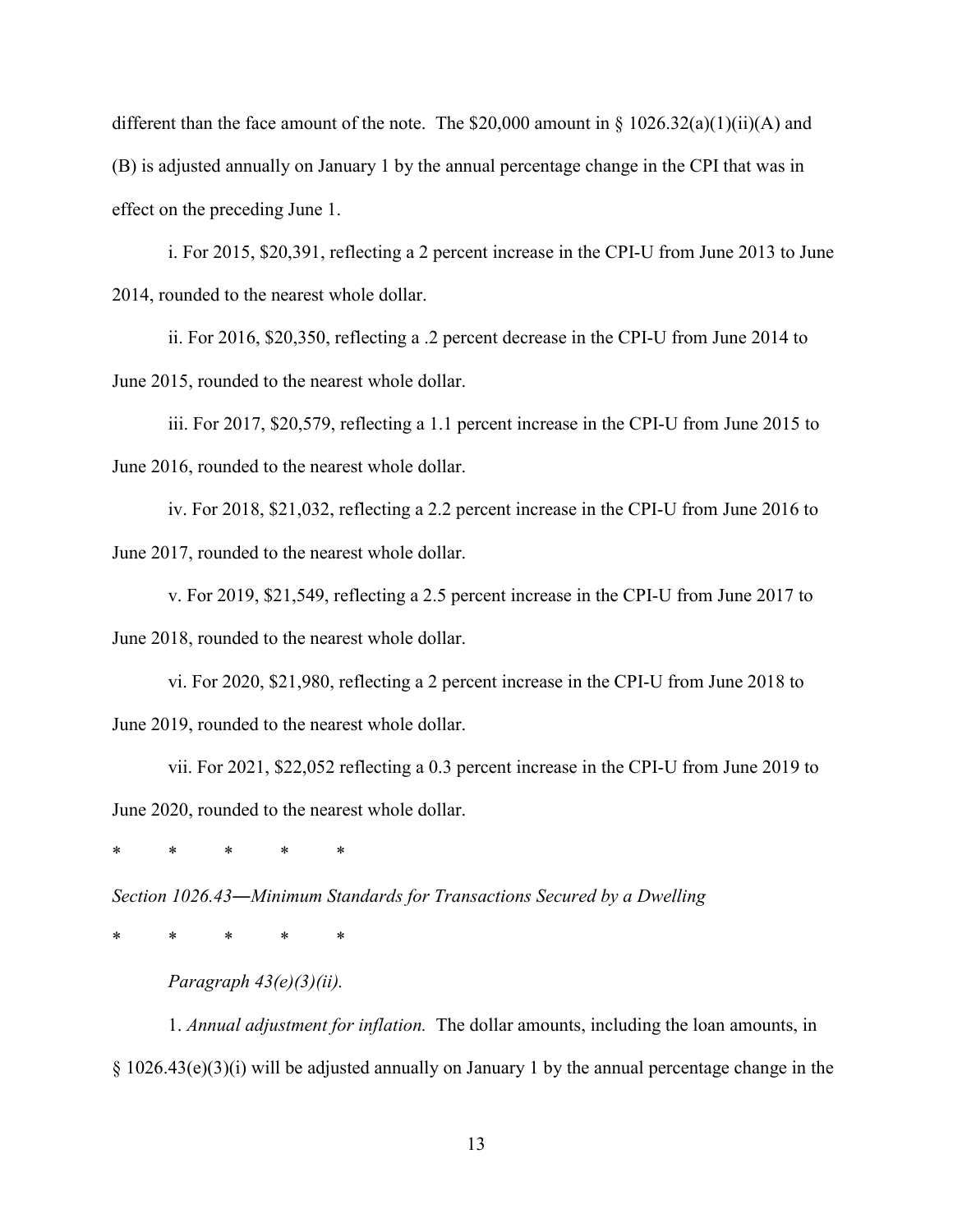different than the face amount of the note. The $20,000 amount in § 1026.32(a)(1)(ii)(A) and (B) is adjusted annually on January 1 by the annual percentage change in the CPI that was in effect on the preceding June 1.

i. For 2015, $20,391, reflecting a 2 percent increase in the CPI-U from June 2013 to June 2014, rounded to the nearest whole dollar.

ii. For 2016, $20,350, reflecting a .2 percent decrease in the CPI-U from June 2014 to June 2015, rounded to the nearest whole dollar.

iii. For 2017, $20,579, reflecting a 1.1 percent increase in the CPI-U from June 2015 to June 2016, rounded to the nearest whole dollar.

iv. For 2018, $21,032, reflecting a 2.2 percent increase in the CPI-U from June 2016 to June 2017, rounded to the nearest whole dollar.

v. For 2019, $21,549, reflecting a 2.5 percent increase in the CPI-U from June 2017 to June 2018, rounded to the nearest whole dollar.

vi. For 2020, $21,980, reflecting a 2 percent increase in the CPI-U from June 2018 to June 2019, rounded to the nearest whole dollar.

vii. For 2021, $22,052 reflecting a 0.3 percent increase in the CPI-U from June 2019 to June 2020, rounded to the nearest whole dollar.

\* \* \* \* \*

*Section 1026.43—Minimum Standards for Transactions Secured by a Dwelling*

\* \* \* \* \*

*Paragraph 43(e)(3)(ii).*

1. *Annual adjustment for inflation.* The dollar amounts, including the loan amounts, in § 1026.43(e)(3)(i) will be adjusted annually on January 1 by the annual percentage change in the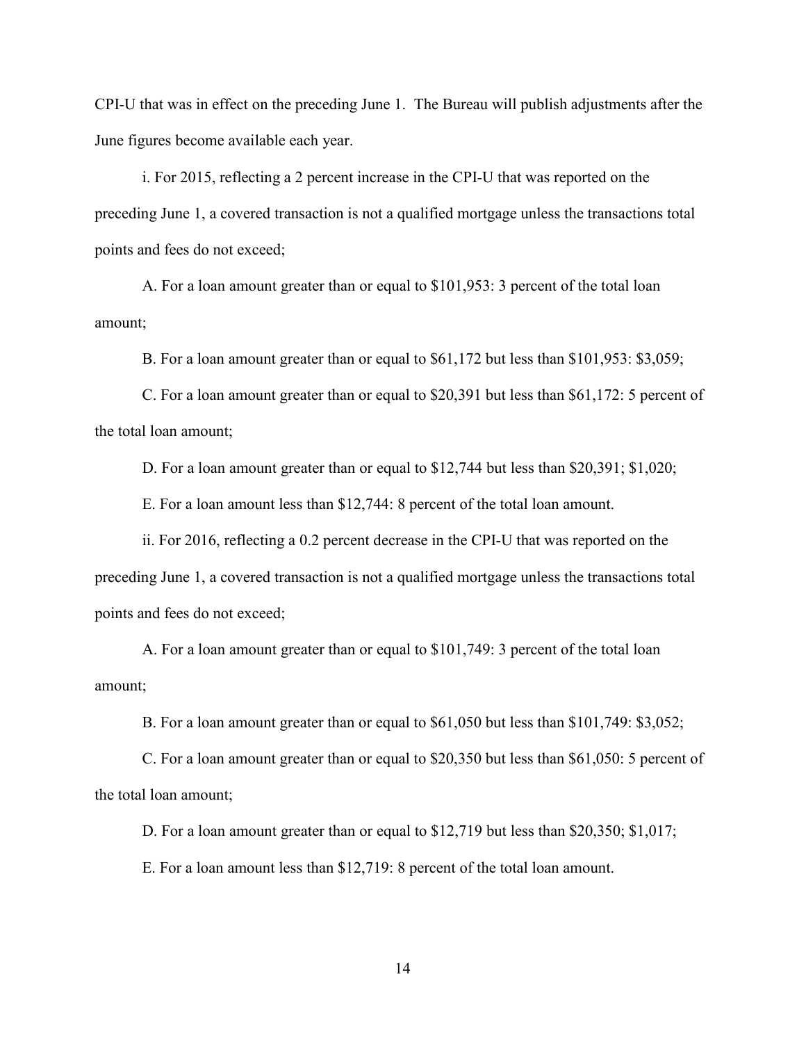CPI-U that was in effect on the preceding June 1. The Bureau will publish adjustments after the June figures become available each year.

i. For 2015, reflecting a 2 percent increase in the CPI-U that was reported on the preceding June 1, a covered transaction is not a qualified mortgage unless the transactions total points and fees do not exceed;

A. For a loan amount greater than or equal to $101,953: 3 percent of the total loan amount;

B. For a loan amount greater than or equal to $61,172 but less than $101,953: $3,059;

C. For a loan amount greater than or equal to $20,391 but less than $61,172: 5 percent of the total loan amount;

D. For a loan amount greater than or equal to $12,744 but less than $20,391; $1,020;

E. For a loan amount less than $12,744: 8 percent of the total loan amount.

ii. For 2016, reflecting a 0.2 percent decrease in the CPI-U that was reported on the preceding June 1, a covered transaction is not a qualified mortgage unless the transactions total points and fees do not exceed;

A. For a loan amount greater than or equal to $101,749: 3 percent of the total loan amount;

B. For a loan amount greater than or equal to $61,050 but less than $101,749: $3,052;

C. For a loan amount greater than or equal to $20,350 but less than $61,050: 5 percent of the total loan amount;

D. For a loan amount greater than or equal to $12,719 but less than $20,350; $1,017;

E. For a loan amount less than $12,719: 8 percent of the total loan amount.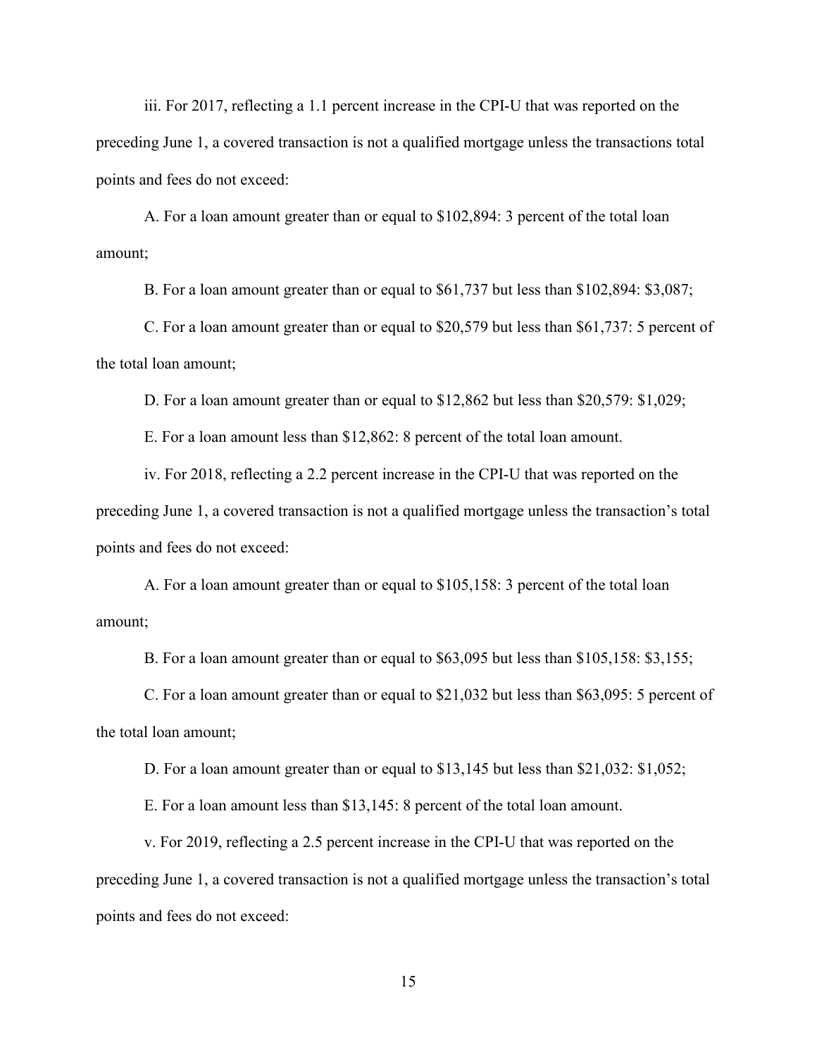iii. For 2017, reflecting a 1.1 percent increase in the CPI-U that was reported on the preceding June 1, a covered transaction is not a qualified mortgage unless the transactions total points and fees do not exceed:

A. For a loan amount greater than or equal to $102,894: 3 percent of the total loan amount;

B. For a loan amount greater than or equal to $61,737 but less than $102,894: $3,087;

C. For a loan amount greater than or equal to $20,579 but less than $61,737: 5 percent of the total loan amount;

D. For a loan amount greater than or equal to $12,862 but less than $20,579: $1,029;

E. For a loan amount less than $12,862: 8 percent of the total loan amount.

iv. For 2018, reflecting a 2.2 percent increase in the CPI-U that was reported on the preceding June 1, a covered transaction is not a qualified mortgage unless the transaction's total points and fees do not exceed:

A. For a loan amount greater than or equal to $105,158: 3 percent of the total loan amount;

B. For a loan amount greater than or equal to $63,095 but less than $105,158: $3,155;

C. For a loan amount greater than or equal to $21,032 but less than $63,095: 5 percent of the total loan amount;

D. For a loan amount greater than or equal to $13,145 but less than $21,032: $1,052;

E. For a loan amount less than $13,145: 8 percent of the total loan amount.

v. For 2019, reflecting a 2.5 percent increase in the CPI-U that was reported on the preceding June 1, a covered transaction is not a qualified mortgage unless the transaction's total points and fees do not exceed: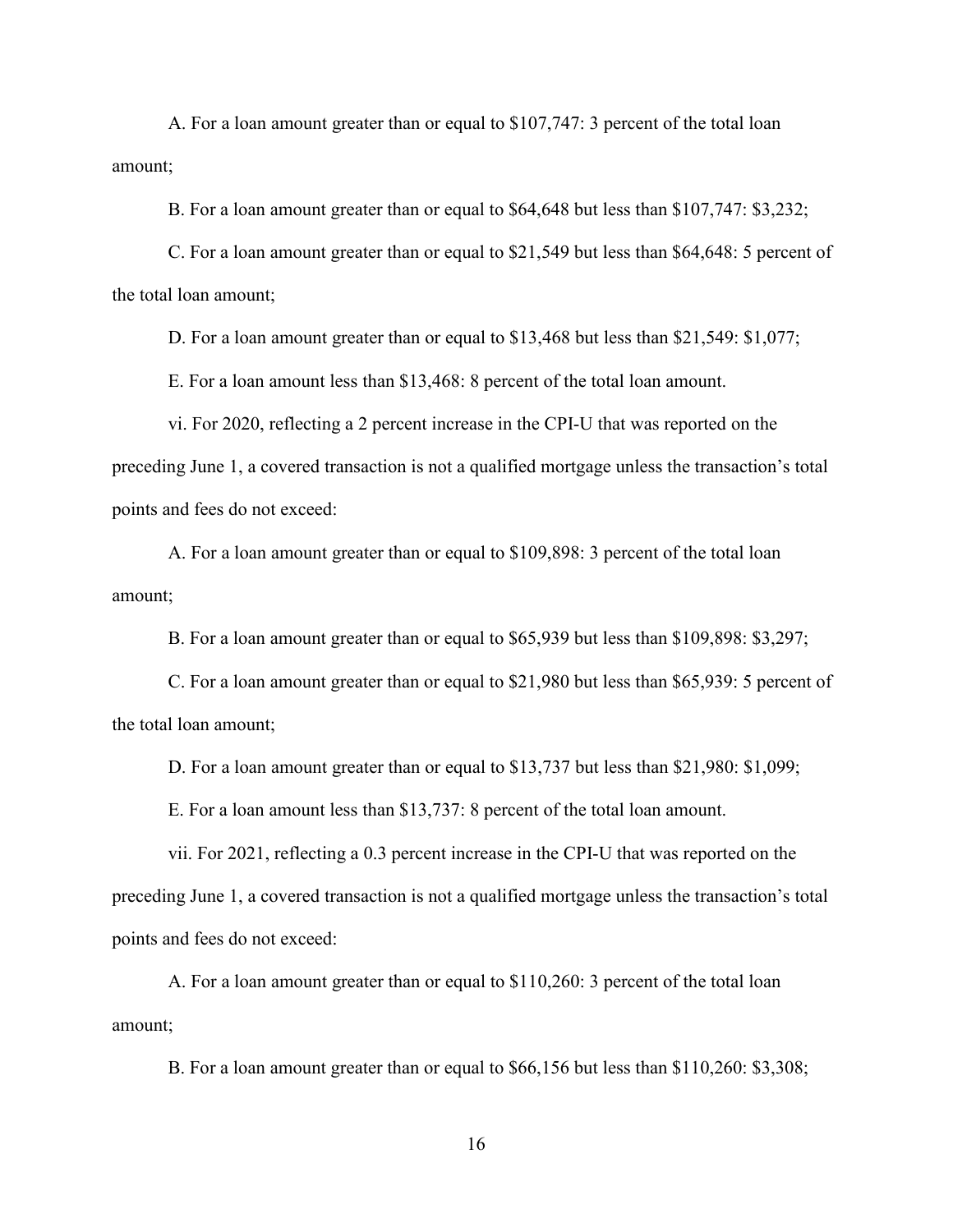A. For a loan amount greater than or equal to $107,747: 3 percent of the total loan amount;

B. For a loan amount greater than or equal to $64,648 but less than $107,747: $3,232;

C. For a loan amount greater than or equal to $21,549 but less than $64,648: 5 percent of the total loan amount;

D. For a loan amount greater than or equal to $13,468 but less than $21,549: $1,077;

E. For a loan amount less than $13,468: 8 percent of the total loan amount.

vi. For 2020, reflecting a 2 percent increase in the CPI-U that was reported on the preceding June 1, a covered transaction is not a qualified mortgage unless the transaction's total points and fees do not exceed:

A. For a loan amount greater than or equal to $109,898: 3 percent of the total loan amount;

B. For a loan amount greater than or equal to $65,939 but less than $109,898: $3,297;

C. For a loan amount greater than or equal to $21,980 but less than $65,939: 5 percent of the total loan amount;

D. For a loan amount greater than or equal to $13,737 but less than $21,980: $1,099;

E. For a loan amount less than $13,737: 8 percent of the total loan amount.

vii. For 2021, reflecting a 0.3 percent increase in the CPI-U that was reported on the preceding June 1, a covered transaction is not a qualified mortgage unless the transaction's total points and fees do not exceed:

A. For a loan amount greater than or equal to $110,260: 3 percent of the total loan amount;

B. For a loan amount greater than or equal to $66,156 but less than $110,260: $3,308;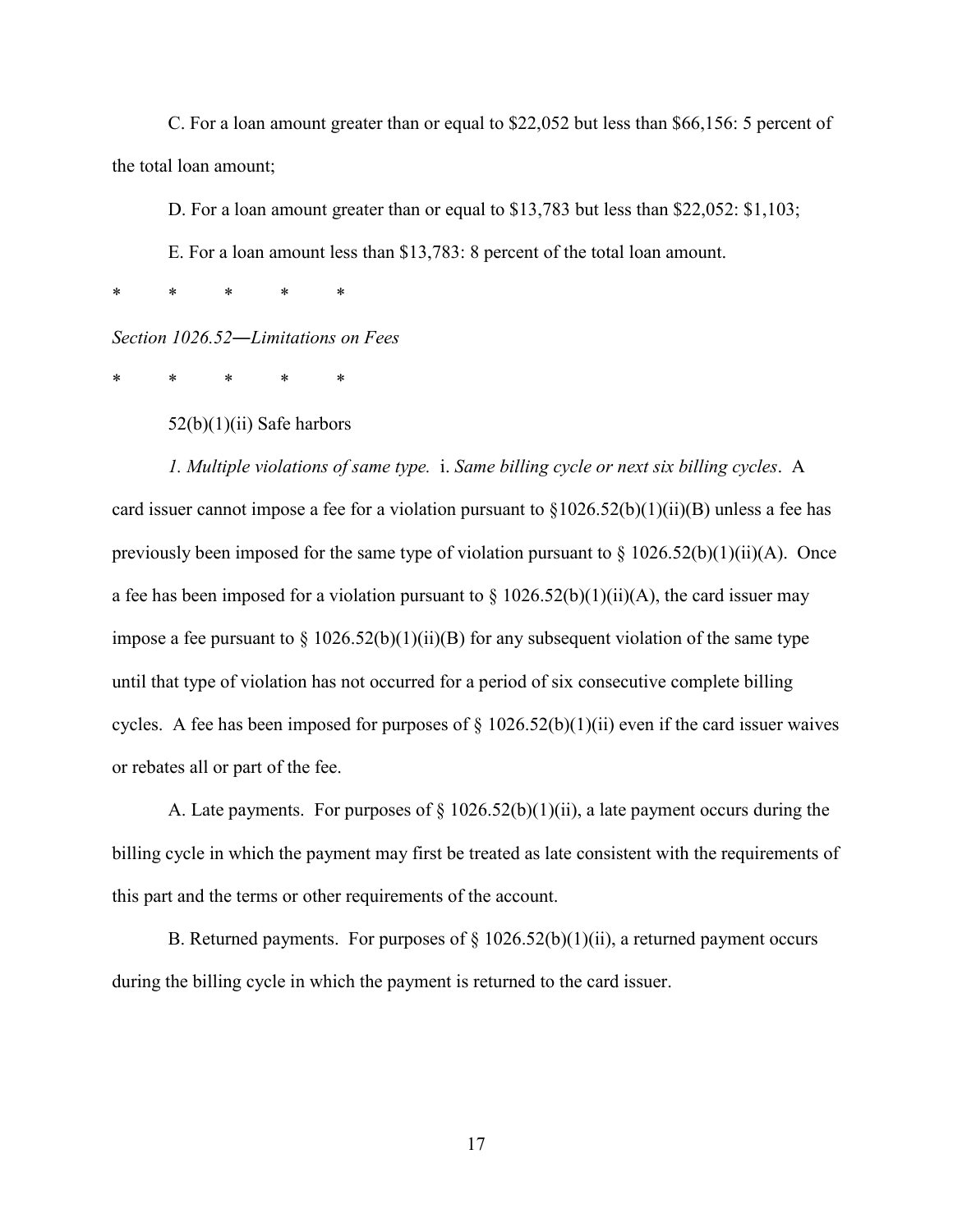C. For a loan amount greater than or equal to $22,052 but less than $66,156: 5 percent of the total loan amount;

D. For a loan amount greater than or equal to $13,783 but less than $22,052: $1,103;

E. For a loan amount less than $13,783: 8 percent of the total loan amount.

\* \* \* \* \*

*Section 1026.52—Limitations on Fees*

\* \* \* \* \*

52(b)(1)(ii) Safe harbors

*1. Multiple violations of same type.* i. *Same billing cycle or next six billing cycles*. A card issuer cannot impose a fee for a violation pursuant to §1026.52(b)(1)(ii)(B) unless a fee has previously been imposed for the same type of violation pursuant to § 1026.52(b)(1)(ii)(A). Once a fee has been imposed for a violation pursuant to § 1026.52(b)(1)(ii)(A), the card issuer may impose a fee pursuant to § 1026.52(b)(1)(ii)(B) for any subsequent violation of the same type until that type of violation has not occurred for a period of six consecutive complete billing cycles. A fee has been imposed for purposes of § 1026.52(b)(1)(ii) even if the card issuer waives or rebates all or part of the fee.

A. Late payments. For purposes of § 1026.52(b)(1)(ii), a late payment occurs during the billing cycle in which the payment may first be treated as late consistent with the requirements of this part and the terms or other requirements of the account.

B. Returned payments. For purposes of § 1026.52(b)(1)(ii), a returned payment occurs during the billing cycle in which the payment is returned to the card issuer.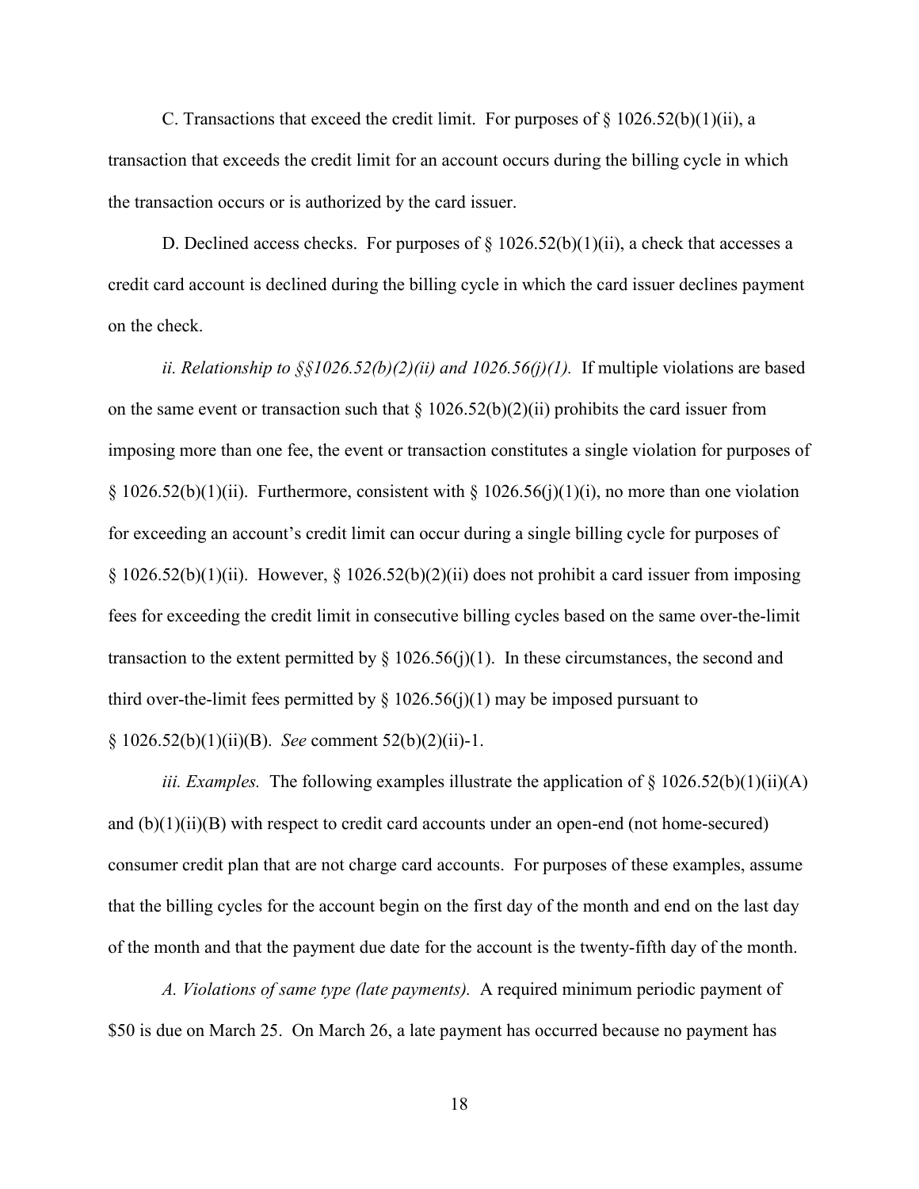C. Transactions that exceed the credit limit. For purposes of § 1026.52(b)(1)(ii), a transaction that exceeds the credit limit for an account occurs during the billing cycle in which the transaction occurs or is authorized by the card issuer.

D. Declined access checks. For purposes of § 1026.52(b)(1)(ii), a check that accesses a credit card account is declined during the billing cycle in which the card issuer declines payment on the check.

*ii. Relationship to §§1026.52(b)(2)(ii) and 1026.56(j)(1).* If multiple violations are based on the same event or transaction such that § 1026.52(b)(2)(ii) prohibits the card issuer from imposing more than one fee, the event or transaction constitutes a single violation for purposes of § 1026.52(b)(1)(ii). Furthermore, consistent with § 1026.56(j)(1)(i), no more than one violation for exceeding an account's credit limit can occur during a single billing cycle for purposes of § 1026.52(b)(1)(ii). However, § 1026.52(b)(2)(ii) does not prohibit a card issuer from imposing fees for exceeding the credit limit in consecutive billing cycles based on the same over-the-limit transaction to the extent permitted by § 1026.56(j)(1). In these circumstances, the second and third over-the-limit fees permitted by § 1026.56(j)(1) may be imposed pursuant to § 1026.52(b)(1)(ii)(B). *See* comment 52(b)(2)(ii)-1.

*iii. Examples.* The following examples illustrate the application of § 1026.52(b)(1)(ii)(A) and (b)(1)(ii)(B) with respect to credit card accounts under an open-end (not home-secured) consumer credit plan that are not charge card accounts. For purposes of these examples, assume that the billing cycles for the account begin on the first day of the month and end on the last day of the month and that the payment due date for the account is the twenty-fifth day of the month.

*A. Violations of same type (late payments).* A required minimum periodic payment of $50 is due on March 25. On March 26, a late payment has occurred because no payment has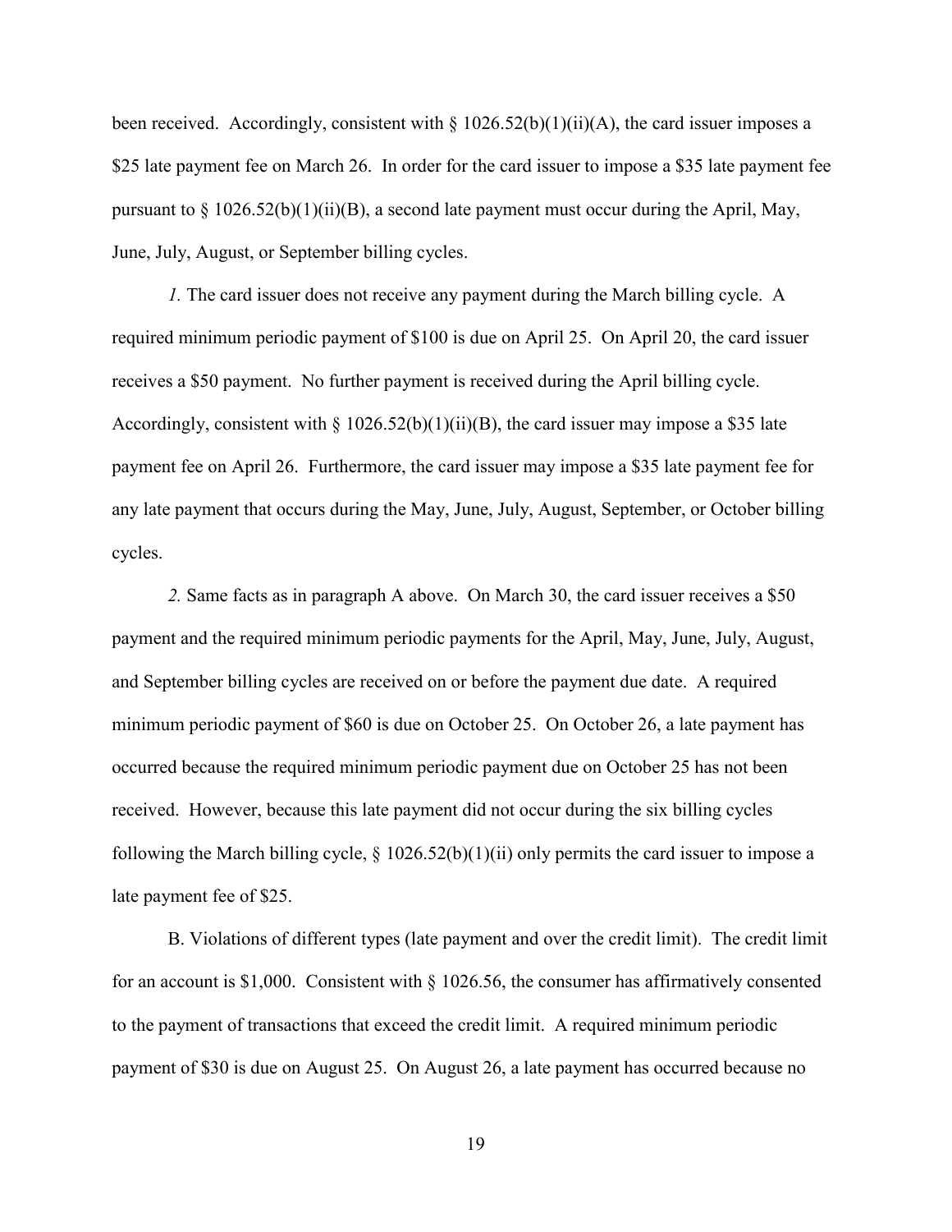been received. Accordingly, consistent with § 1026.52(b)(1)(ii)(A), the card issuer imposes a $25 late payment fee on March 26. In order for the card issuer to impose a $35 late payment fee pursuant to § 1026.52(b)(1)(ii)(B), a second late payment must occur during the April, May, June, July, August, or September billing cycles.

*1.* The card issuer does not receive any payment during the March billing cycle. A required minimum periodic payment of $100 is due on April 25. On April 20, the card issuer receives a $50 payment. No further payment is received during the April billing cycle. Accordingly, consistent with § 1026.52(b)(1)(ii)(B), the card issuer may impose a $35 late payment fee on April 26. Furthermore, the card issuer may impose a $35 late payment fee for any late payment that occurs during the May, June, July, August, September, or October billing cycles.

*2.* Same facts as in paragraph A above. On March 30, the card issuer receives a $50 payment and the required minimum periodic payments for the April, May, June, July, August, and September billing cycles are received on or before the payment due date. A required minimum periodic payment of $60 is due on October 25. On October 26, a late payment has occurred because the required minimum periodic payment due on October 25 has not been received. However, because this late payment did not occur during the six billing cycles following the March billing cycle, § 1026.52(b)(1)(ii) only permits the card issuer to impose a late payment fee of $25.

B. Violations of different types (late payment and over the credit limit). The credit limit for an account is $1,000. Consistent with § 1026.56, the consumer has affirmatively consented to the payment of transactions that exceed the credit limit. A required minimum periodic payment of $30 is due on August 25. On August 26, a late payment has occurred because no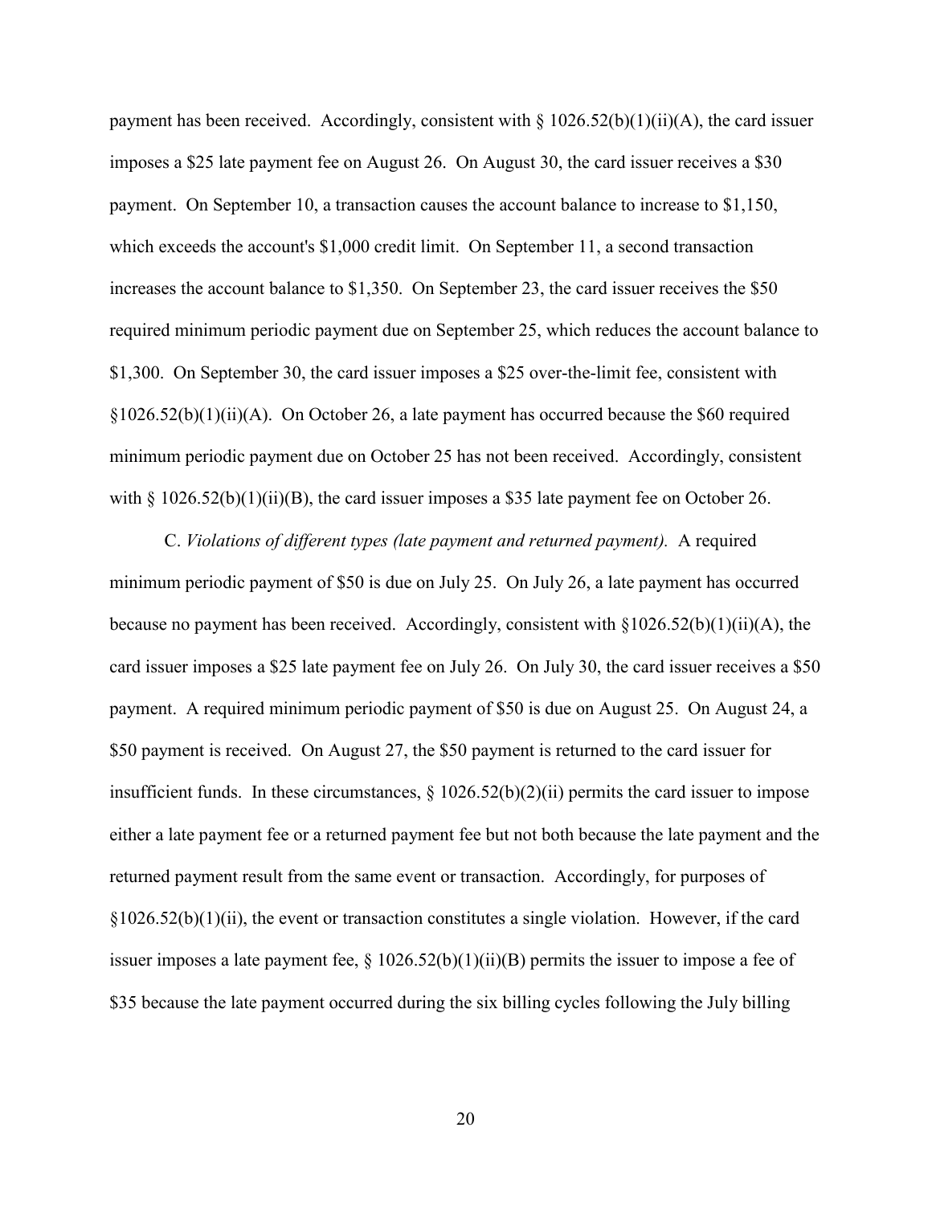payment has been received. Accordingly, consistent with § 1026.52(b)(1)(ii)(A), the card issuer imposes a $25 late payment fee on August 26. On August 30, the card issuer receives a $30 payment. On September 10, a transaction causes the account balance to increase to $1,150, which exceeds the account's $1,000 credit limit. On September 11, a second transaction increases the account balance to $1,350. On September 23, the card issuer receives the $50 required minimum periodic payment due on September 25, which reduces the account balance to $1,300. On September 30, the card issuer imposes a $25 over-the-limit fee, consistent with §1026.52(b)(1)(ii)(A). On October 26, a late payment has occurred because the $60 required minimum periodic payment due on October 25 has not been received. Accordingly, consistent with § 1026.52(b)(1)(ii)(B), the card issuer imposes a $35 late payment fee on October 26.

C. *Violations of different types (late payment and returned payment).* A required minimum periodic payment of $50 is due on July 25. On July 26, a late payment has occurred because no payment has been received. Accordingly, consistent with §1026.52(b)(1)(ii)(A), the card issuer imposes a $25 late payment fee on July 26. On July 30, the card issuer receives a $50 payment. A required minimum periodic payment of $50 is due on August 25. On August 24, a $50 payment is received. On August 27, the $50 payment is returned to the card issuer for insufficient funds. In these circumstances, § 1026.52(b)(2)(ii) permits the card issuer to impose either a late payment fee or a returned payment fee but not both because the late payment and the returned payment result from the same event or transaction. Accordingly, for purposes of §1026.52(b)(1)(ii), the event or transaction constitutes a single violation. However, if the card issuer imposes a late payment fee, § 1026.52(b)(1)(ii)(B) permits the issuer to impose a fee of $35 because the late payment occurred during the six billing cycles following the July billing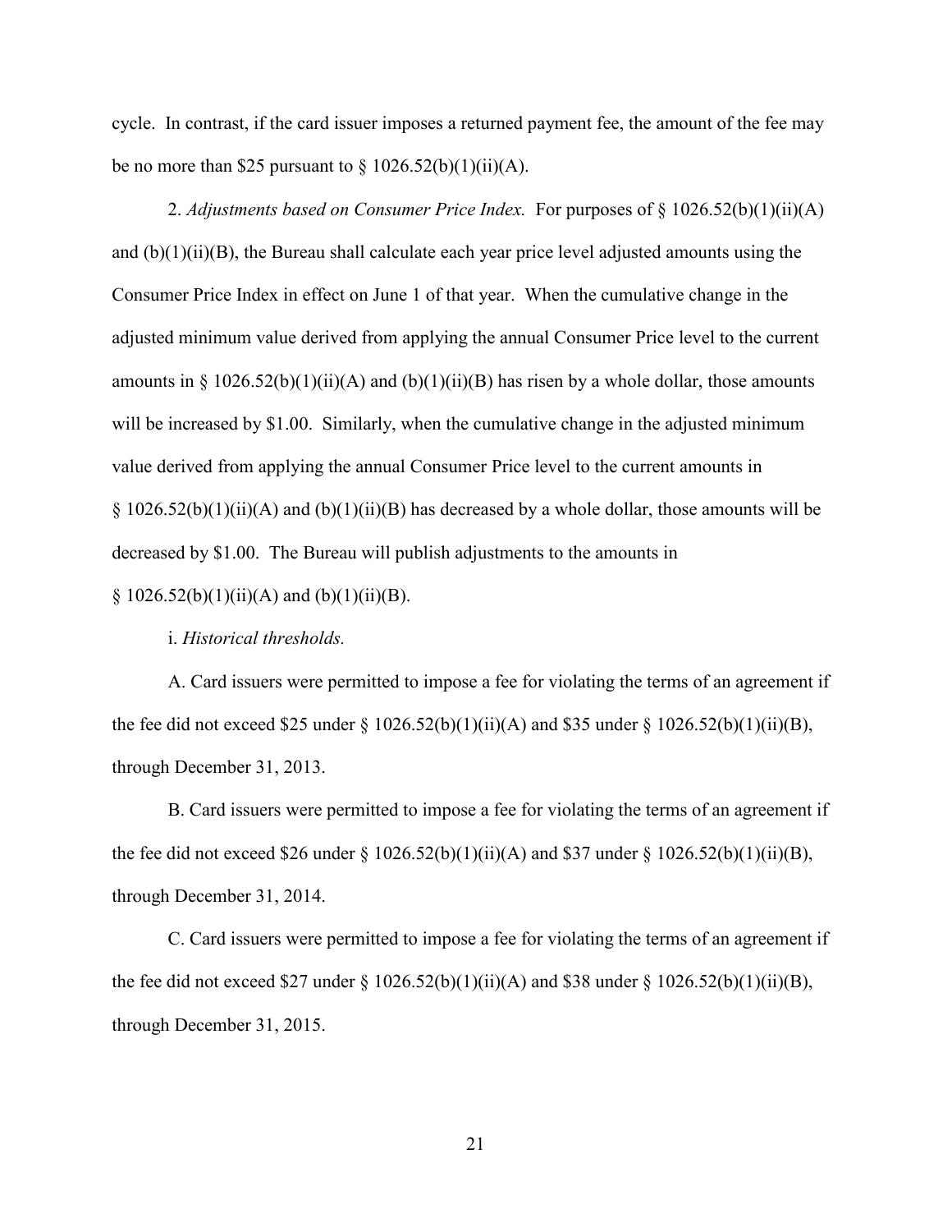cycle. In contrast, if the card issuer imposes a returned payment fee, the amount of the fee may be no more than $25 pursuant to § 1026.52(b)(1)(ii)(A).

2. *Adjustments based on Consumer Price Index.* For purposes of § 1026.52(b)(1)(ii)(A) and (b)(1)(ii)(B), the Bureau shall calculate each year price level adjusted amounts using the Consumer Price Index in effect on June 1 of that year. When the cumulative change in the adjusted minimum value derived from applying the annual Consumer Price level to the current amounts in § 1026.52(b)(1)(ii)(A) and (b)(1)(ii)(B) has risen by a whole dollar, those amounts will be increased by $1.00. Similarly, when the cumulative change in the adjusted minimum value derived from applying the annual Consumer Price level to the current amounts in § 1026.52(b)(1)(ii)(A) and (b)(1)(ii)(B) has decreased by a whole dollar, those amounts will be decreased by $1.00. The Bureau will publish adjustments to the amounts in § 1026.52(b)(1)(ii)(A) and (b)(1)(ii)(B).

i. *Historical thresholds.*

A. Card issuers were permitted to impose a fee for violating the terms of an agreement if the fee did not exceed $25 under § 1026.52(b)(1)(ii)(A) and $35 under § 1026.52(b)(1)(ii)(B), through December 31, 2013.

B. Card issuers were permitted to impose a fee for violating the terms of an agreement if the fee did not exceed $26 under § 1026.52(b)(1)(ii)(A) and $37 under § 1026.52(b)(1)(ii)(B), through December 31, 2014.

C. Card issuers were permitted to impose a fee for violating the terms of an agreement if the fee did not exceed $27 under § 1026.52(b)(1)(ii)(A) and $38 under § 1026.52(b)(1)(ii)(B), through December 31, 2015.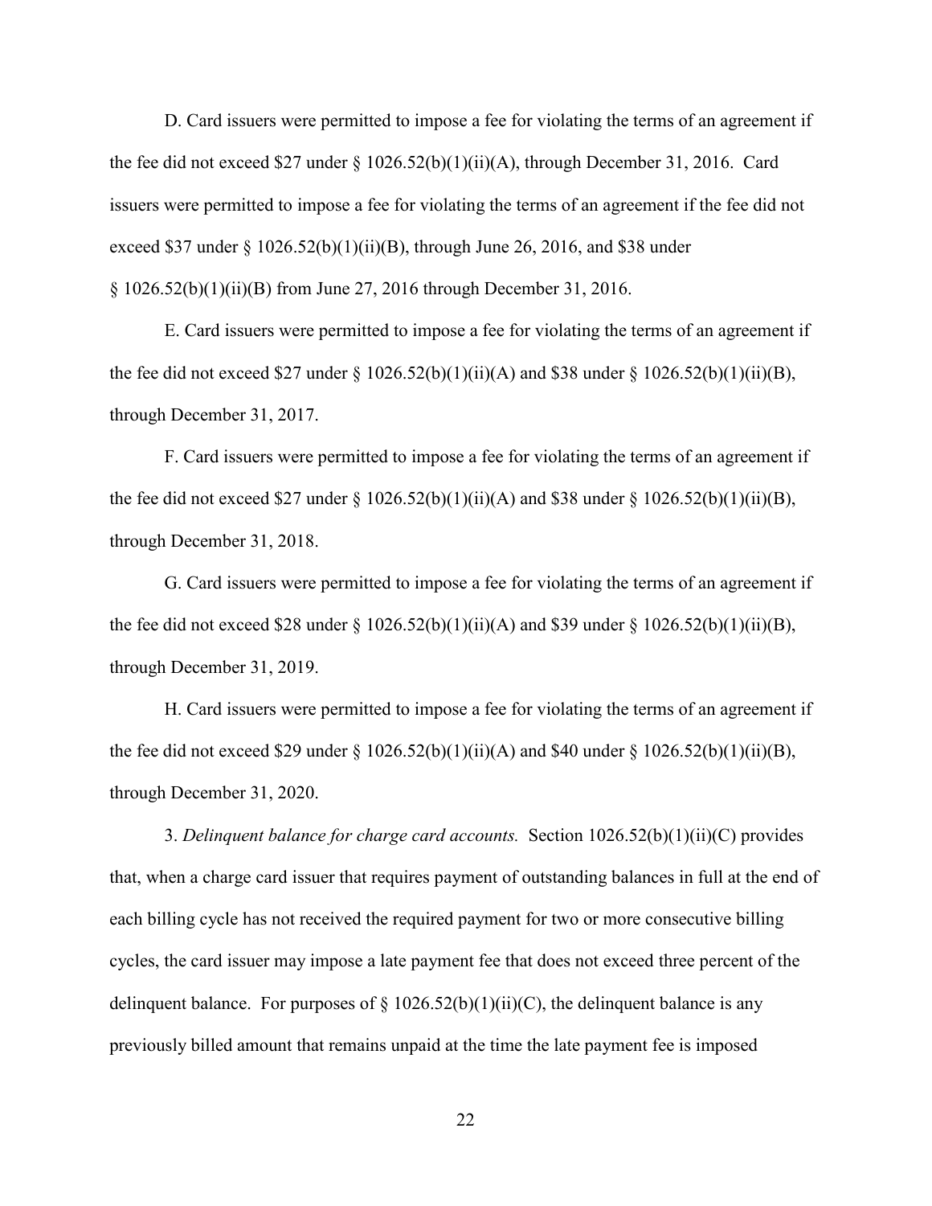D. Card issuers were permitted to impose a fee for violating the terms of an agreement if the fee did not exceed $27 under § 1026.52(b)(1)(ii)(A), through December 31, 2016. Card issuers were permitted to impose a fee for violating the terms of an agreement if the fee did not exceed $37 under § 1026.52(b)(1)(ii)(B), through June 26, 2016, and $38 under § 1026.52(b)(1)(ii)(B) from June 27, 2016 through December 31, 2016.

E. Card issuers were permitted to impose a fee for violating the terms of an agreement if the fee did not exceed $27 under § 1026.52(b)(1)(ii)(A) and $38 under § 1026.52(b)(1)(ii)(B), through December 31, 2017.

F. Card issuers were permitted to impose a fee for violating the terms of an agreement if the fee did not exceed $27 under § 1026.52(b)(1)(ii)(A) and $38 under § 1026.52(b)(1)(ii)(B), through December 31, 2018.

G. Card issuers were permitted to impose a fee for violating the terms of an agreement if the fee did not exceed $28 under § 1026.52(b)(1)(ii)(A) and $39 under § 1026.52(b)(1)(ii)(B), through December 31, 2019.

H. Card issuers were permitted to impose a fee for violating the terms of an agreement if the fee did not exceed $29 under § 1026.52(b)(1)(ii)(A) and $40 under § 1026.52(b)(1)(ii)(B), through December 31, 2020.

3. *Delinquent balance for charge card accounts.* Section 1026.52(b)(1)(ii)(C) provides that, when a charge card issuer that requires payment of outstanding balances in full at the end of each billing cycle has not received the required payment for two or more consecutive billing cycles, the card issuer may impose a late payment fee that does not exceed three percent of the delinquent balance. For purposes of § 1026.52(b)(1)(ii)(C), the delinquent balance is any previously billed amount that remains unpaid at the time the late payment fee is imposed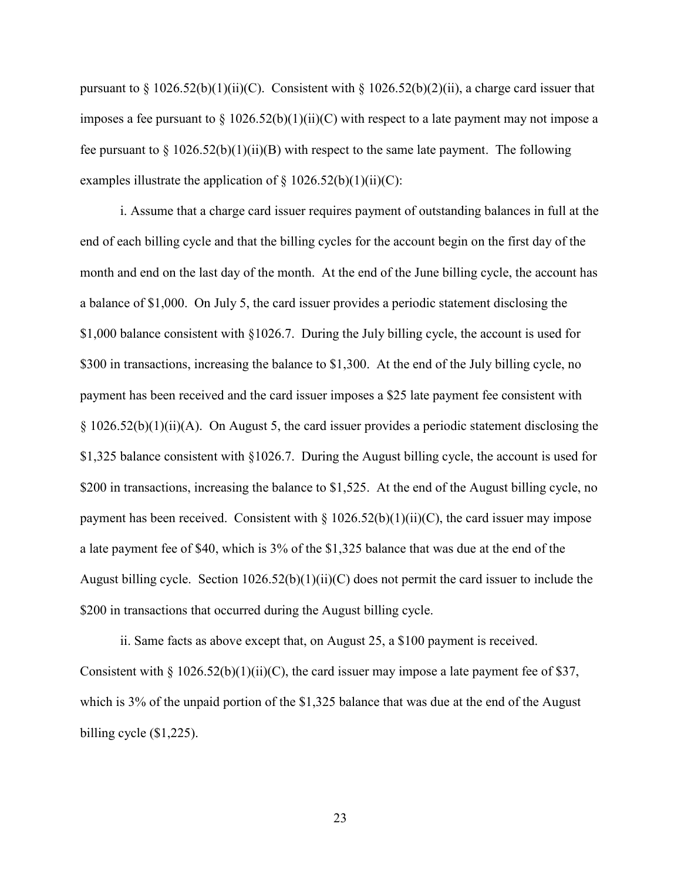pursuant to § 1026.52(b)(1)(ii)(C). Consistent with § 1026.52(b)(2)(ii), a charge card issuer that imposes a fee pursuant to § 1026.52(b)(1)(ii)(C) with respect to a late payment may not impose a fee pursuant to § 1026.52(b)(1)(ii)(B) with respect to the same late payment. The following examples illustrate the application of § 1026.52(b)(1)(ii)(C):

i. Assume that a charge card issuer requires payment of outstanding balances in full at the end of each billing cycle and that the billing cycles for the account begin on the first day of the month and end on the last day of the month. At the end of the June billing cycle, the account has a balance of $1,000. On July 5, the card issuer provides a periodic statement disclosing the $1,000 balance consistent with §1026.7. During the July billing cycle, the account is used for $300 in transactions, increasing the balance to $1,300. At the end of the July billing cycle, no payment has been received and the card issuer imposes a $25 late payment fee consistent with § 1026.52(b)(1)(ii)(A). On August 5, the card issuer provides a periodic statement disclosing the $1,325 balance consistent with §1026.7. During the August billing cycle, the account is used for $200 in transactions, increasing the balance to $1,525. At the end of the August billing cycle, no payment has been received. Consistent with § 1026.52(b)(1)(ii)(C), the card issuer may impose a late payment fee of $40, which is 3% of the $1,325 balance that was due at the end of the August billing cycle. Section 1026.52(b)(1)(ii)(C) does not permit the card issuer to include the $200 in transactions that occurred during the August billing cycle.

ii. Same facts as above except that, on August 25, a $100 payment is received. Consistent with § 1026.52(b)(1)(ii)(C), the card issuer may impose a late payment fee of $37, which is 3% of the unpaid portion of the $1,325 balance that was due at the end of the August billing cycle ($1,225).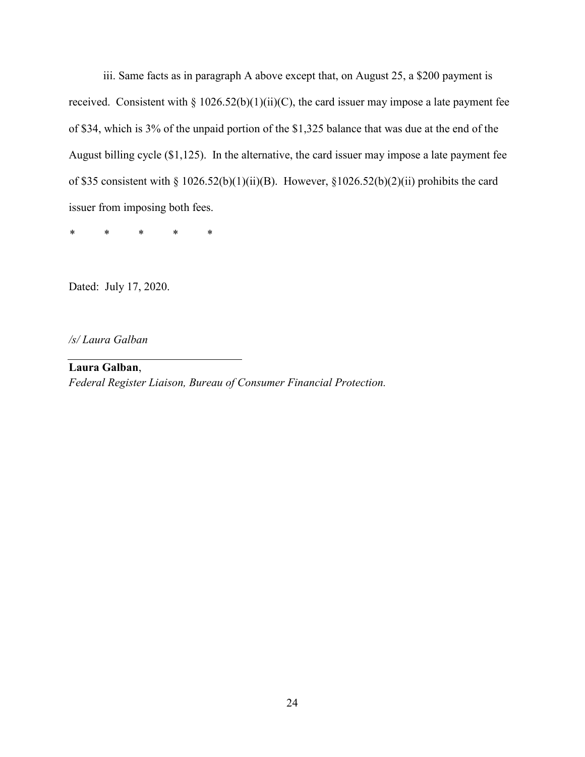iii. Same facts as in paragraph A above except that, on August 25, a $200 payment is received. Consistent with § 1026.52(b)(1)(ii)(C), the card issuer may impose a late payment fee of $34, which is 3% of the unpaid portion of the $1,325 balance that was due at the end of the August billing cycle ($1,125). In the alternative, the card issuer may impose a late payment fee of $35 consistent with § 1026.52(b)(1)(ii)(B). However, §1026.52(b)(2)(ii) prohibits the card issuer from imposing both fees.

\*     \*     \*     \*     \*

Dated: July 17, 2020.

*/s/ Laura Galban*

**Laura Galban**,
*Federal Register Liaison, Bureau of Consumer Financial Protection.*